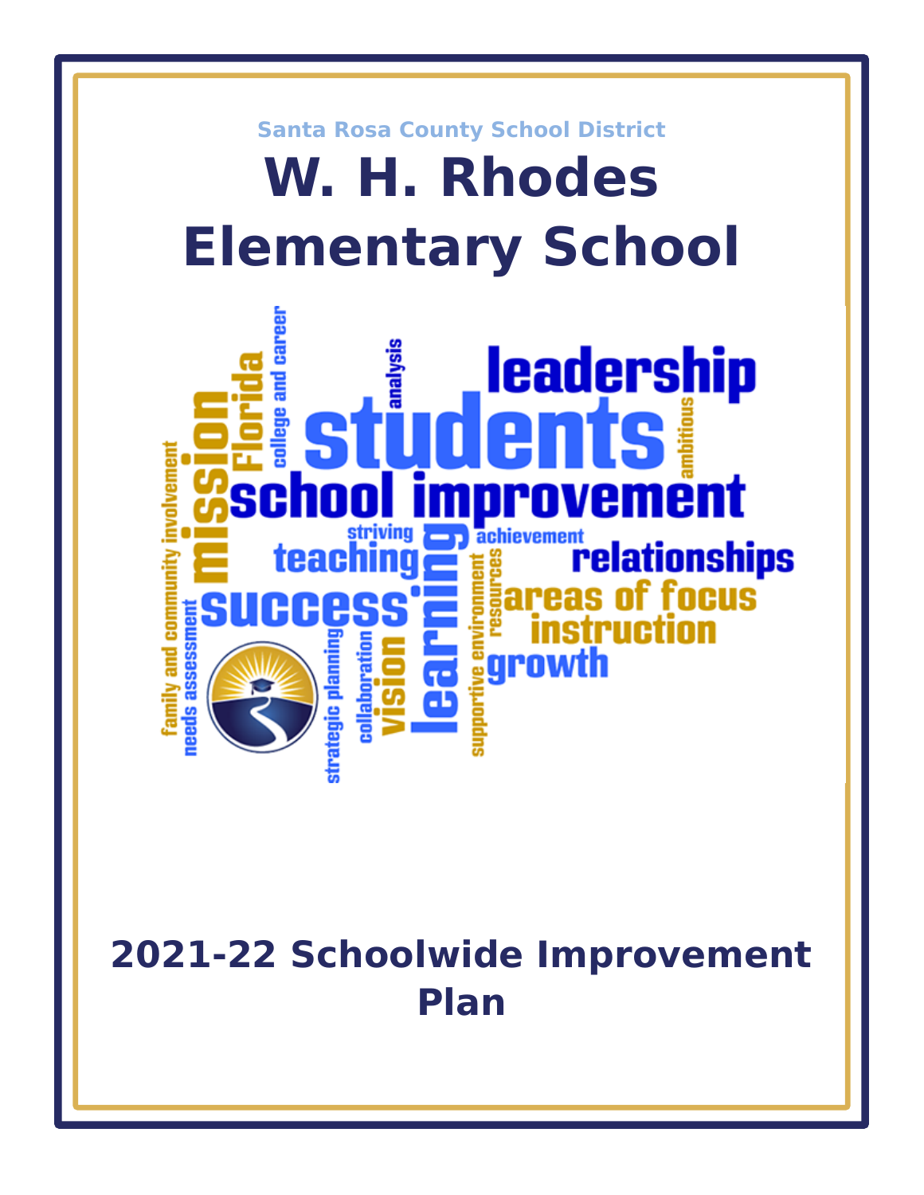Santa Rosa County School District

# W. H. Rhodes Elementary School

## 2021-22 Schoolwide Improvement Plan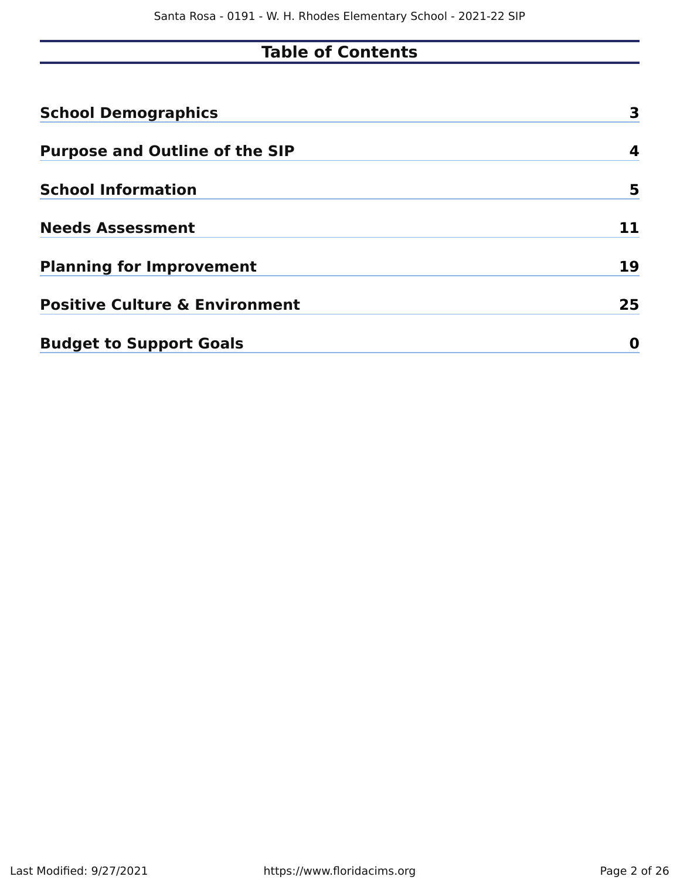# Table of Contents

| | |
|---|---|
| **School Demographics** | **3** |
| **Purpose and Outline of the SIP** | **4** |
| **School Information** | **5** |
| **Needs Assessment** | **11** |
| **Planning for Improvement** | **19** |
| **Positive Culture & Environment** | **25** |
| **Budget to Support Goals** | **0** |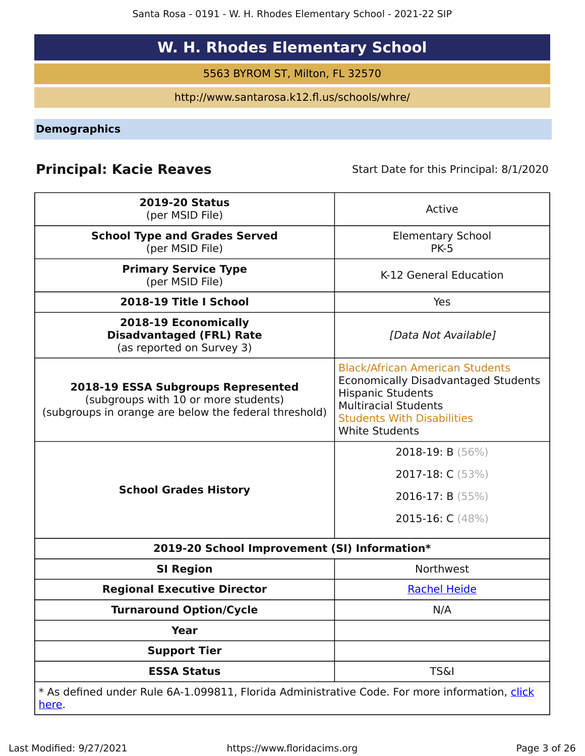# W. H. Rhodes Elementary School

5563 BYROM ST, Milton, FL 32570

http://www.santarosa.k12.fl.us/schools/whre/

## Demographics

**Principal: Kacie Reaves** Start Date for this Principal: 8/1/2020

| | |
|---|---|
| **2019-20 Status** (per MSID File) | Active |
| **School Type and Grades Served** (per MSID File) | Elementary School PK-5 |
| **Primary Service Type** (per MSID File) | K-12 General Education |
| **2018-19 Title I School** | Yes |
| **2018-19 Economically Disadvantaged (FRL) Rate** (as reported on Survey 3) | *[Data Not Available]* |
| **2018-19 ESSA Subgroups Represented** (subgroups with 10 or more students) (subgroups in orange are below the federal threshold) | Black/African American Students<br>Economically Disadvantaged Students<br>Hispanic Students<br>Multiracial Students<br>Students With Disabilities<br>White Students |
| **School Grades History** | 2018-19: B (56%)<br>2017-18: C (53%)<br>2016-17: B (55%)<br>2015-16: C (48%) |
| **2019-20 School Improvement (SI) Information*** | |
| **SI Region** | Northwest |
| **Regional Executive Director** | Rachel Heide |
| **Turnaround Option/Cycle** | N/A |
| **Year** | |
| **Support Tier** | |
| **ESSA Status** | TS&I |

* As defined under Rule 6A-1.099811, Florida Administrative Code. For more information, click here.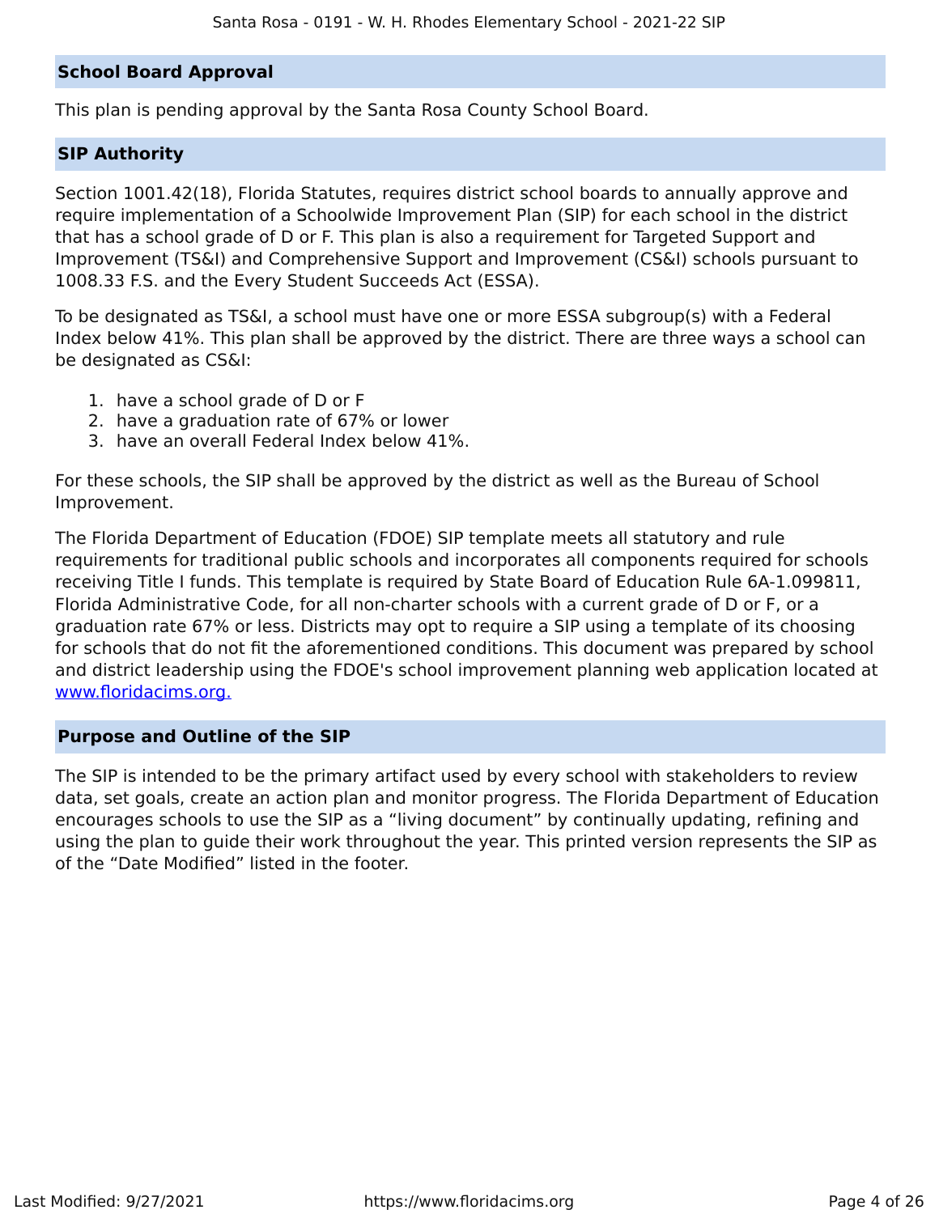## School Board Approval

This plan is pending approval by the Santa Rosa County School Board.

## SIP Authority

Section 1001.42(18), Florida Statutes, requires district school boards to annually approve and require implementation of a Schoolwide Improvement Plan (SIP) for each school in the district that has a school grade of D or F. This plan is also a requirement for Targeted Support and Improvement (TS&I) and Comprehensive Support and Improvement (CS&I) schools pursuant to 1008.33 F.S. and the Every Student Succeeds Act (ESSA).

To be designated as TS&I, a school must have one or more ESSA subgroup(s) with a Federal Index below 41%. This plan shall be approved by the district. There are three ways a school can be designated as CS&I:

1. have a school grade of D or F
2. have a graduation rate of 67% or lower
3. have an overall Federal Index below 41%.

For these schools, the SIP shall be approved by the district as well as the Bureau of School Improvement.

The Florida Department of Education (FDOE) SIP template meets all statutory and rule requirements for traditional public schools and incorporates all components required for schools receiving Title I funds. This template is required by State Board of Education Rule 6A-1.099811, Florida Administrative Code, for all non-charter schools with a current grade of D or F, or a graduation rate 67% or less. Districts may opt to require a SIP using a template of its choosing for schools that do not fit the aforementioned conditions. This document was prepared by school and district leadership using the FDOE's school improvement planning web application located at [www.floridacims.org.](https://www.floridacims.org)

## Purpose and Outline of the SIP

The SIP is intended to be the primary artifact used by every school with stakeholders to review data, set goals, create an action plan and monitor progress. The Florida Department of Education encourages schools to use the SIP as a “living document” by continually updating, refining and using the plan to guide their work throughout the year. This printed version represents the SIP as of the “Date Modified” listed in the footer.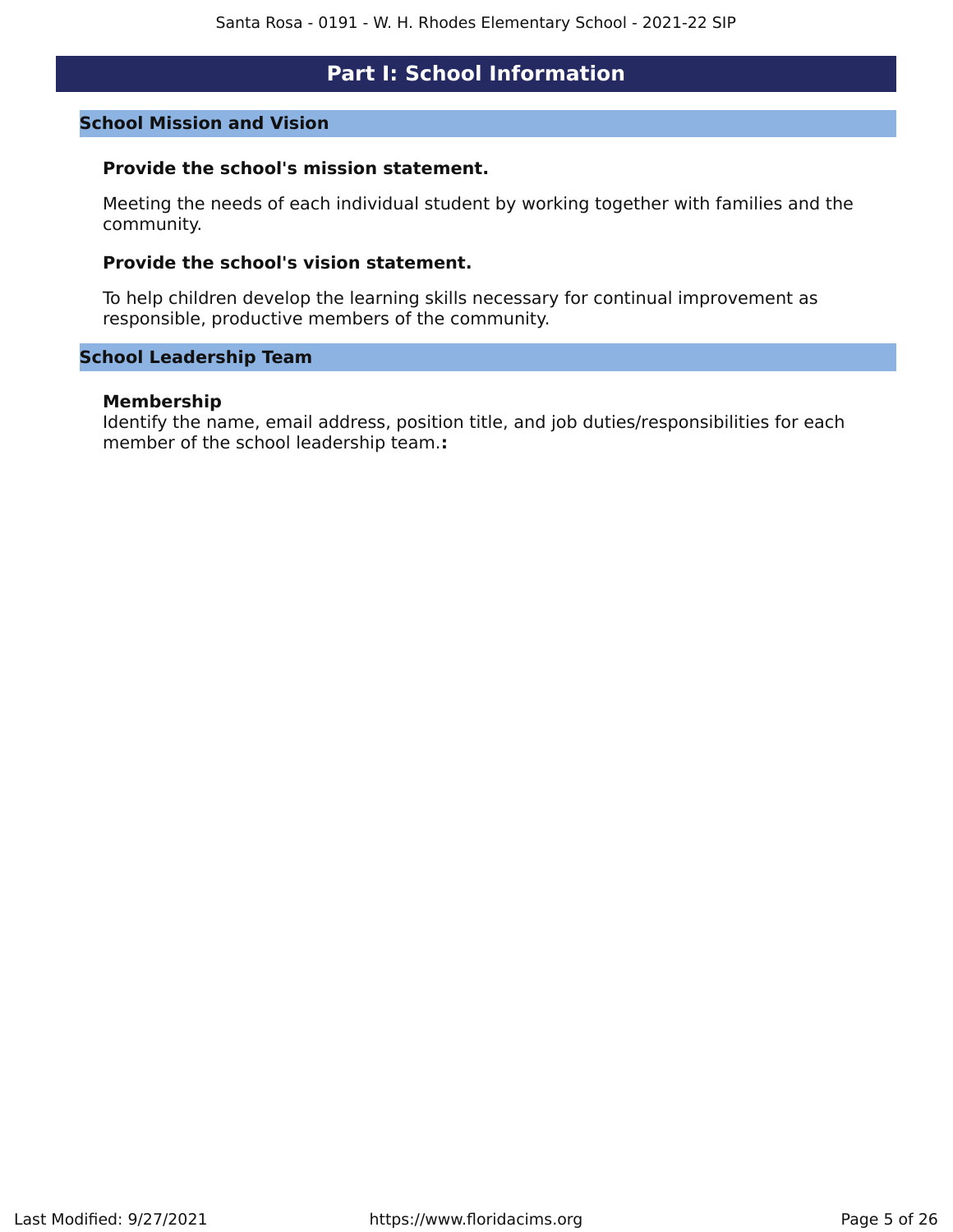# Part I: School Information

## School Mission and Vision

**Provide the school's mission statement.**

Meeting the needs of each individual student by working together with families and the community.

**Provide the school's vision statement.**

To help children develop the learning skills necessary for continual improvement as responsible, productive members of the community.

## School Leadership Team

**Membership**

Identify the name, email address, position title, and job duties/responsibilities for each member of the school leadership team.**:**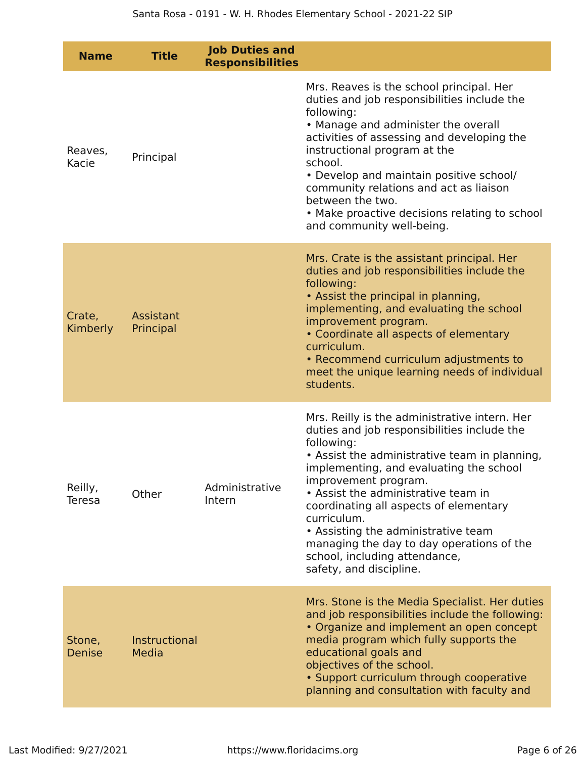| Name | Title | Job Duties and Responsibilities | |
|---|---|---|---|
| Reaves, Kacie | Principal | | Mrs. Reaves is the school principal. Her duties and job responsibilities include the following:<br>• Manage and administer the overall activities of assessing and developing the instructional program at the school.<br>• Develop and maintain positive school/ community relations and act as liaison between the two.<br>• Make proactive decisions relating to school and community well-being. |
| Crate, Kimberly | Assistant Principal | | Mrs. Crate is the assistant principal. Her duties and job responsibilities include the following:<br>• Assist the principal in planning, implementing, and evaluating the school improvement program.<br>• Coordinate all aspects of elementary curriculum.<br>• Recommend curriculum adjustments to meet the unique learning needs of individual students. |
| Reilly, Teresa | Other | Administrative Intern | Mrs. Reilly is the administrative intern. Her duties and job responsibilities include the following:<br>• Assist the administrative team in planning, implementing, and evaluating the school improvement program.<br>• Assist the administrative team in coordinating all aspects of elementary curriculum.<br>• Assisting the administrative team managing the day to day operations of the school, including attendance, safety, and discipline. |
| Stone, Denise | Instructional Media | | Mrs. Stone is the Media Specialist. Her duties and job responsibilities include the following:<br>• Organize and implement an open concept media program which fully supports the educational goals and objectives of the school.<br>• Support curriculum through cooperative planning and consultation with faculty and |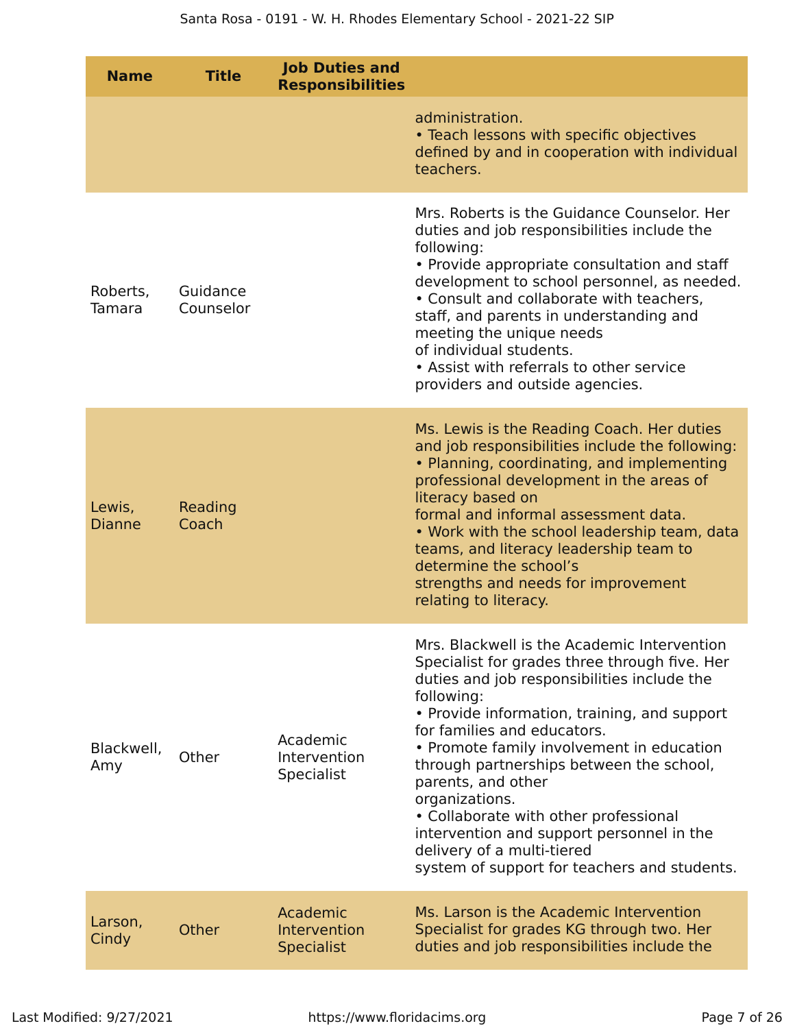| Name | Title | Job Duties and Responsibilities | |
|---|---|---|---|
| | | | administration.<br>• Teach lessons with specific objectives defined by and in cooperation with individual teachers. |
| Roberts, Tamara | Guidance Counselor | | Mrs. Roberts is the Guidance Counselor. Her duties and job responsibilities include the following:<br>• Provide appropriate consultation and staff development to school personnel, as needed.<br>• Consult and collaborate with teachers, staff, and parents in understanding and meeting the unique needs of individual students.<br>• Assist with referrals to other service providers and outside agencies. |
| Lewis, Dianne | Reading Coach | | Ms. Lewis is the Reading Coach. Her duties and job responsibilities include the following:<br>• Planning, coordinating, and implementing professional development in the areas of literacy based on formal and informal assessment data.<br>• Work with the school leadership team, data teams, and literacy leadership team to determine the school's strengths and needs for improvement relating to literacy. |
| Blackwell, Amy | Other | Academic Intervention Specialist | Mrs. Blackwell is the Academic Intervention Specialist for grades three through five. Her duties and job responsibilities include the following:<br>• Provide information, training, and support for families and educators.<br>• Promote family involvement in education through partnerships between the school, parents, and other organizations.<br>• Collaborate with other professional intervention and support personnel in the delivery of a multi-tiered system of support for teachers and students. |
| Larson, Cindy | Other | Academic Intervention Specialist | Ms. Larson is the Academic Intervention Specialist for grades KG through two. Her duties and job responsibilities include the |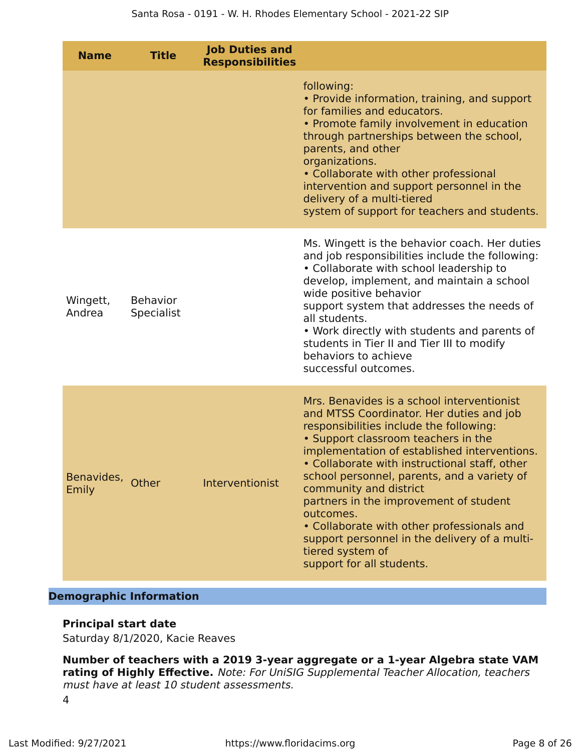| Name | Title | Job Duties and Responsibilities | |
|---|---|---|---|
| | | | following:<br>• Provide information, training, and support for families and educators.<br>• Promote family involvement in education through partnerships between the school, parents, and other organizations.<br>• Collaborate with other professional intervention and support personnel in the delivery of a multi-tiered system of support for teachers and students. |
| Wingett, Andrea | Behavior Specialist | | Ms. Wingett is the behavior coach. Her duties and job responsibilities include the following:<br>• Collaborate with school leadership to develop, implement, and maintain a school wide positive behavior support system that addresses the needs of all students.<br>• Work directly with students and parents of students in Tier II and Tier III to modify behaviors to achieve successful outcomes. |
| Benavides, Emily | Other | Interventionist | Mrs. Benavides is a school interventionist and MTSS Coordinator. Her duties and job responsibilities include the following:<br>• Support classroom teachers in the implementation of established interventions.<br>• Collaborate with instructional staff, other school personnel, parents, and a variety of community and district partners in the improvement of student outcomes.<br>• Collaborate with other professionals and support personnel in the delivery of a multi-tiered system of support for all students. |

## Demographic Information

**Principal start date**

Saturday 8/1/2020, Kacie Reaves

**Number of teachers with a 2019 3-year aggregate or a 1-year Algebra state VAM rating of Highly Effective.** *Note: For UniSIG Supplemental Teacher Allocation, teachers must have at least 10 student assessments.*

4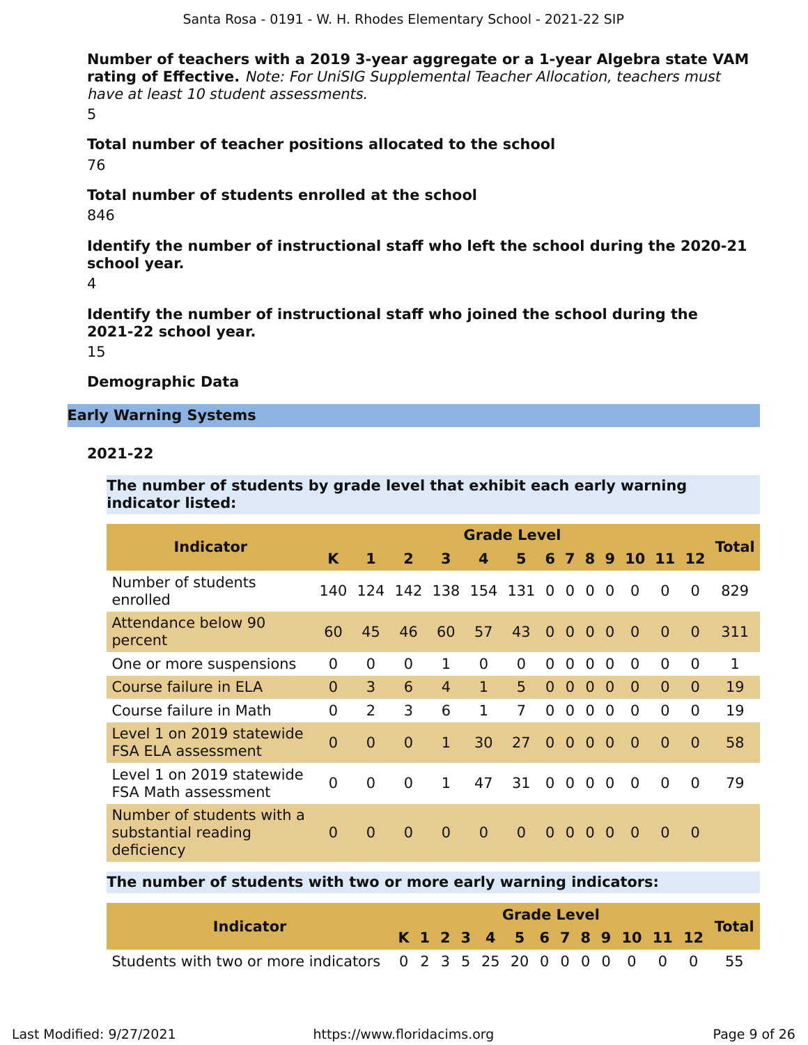**Number of teachers with a 2019 3-year aggregate or a 1-year Algebra state VAM rating of Effective.** *Note: For UniSIG Supplemental Teacher Allocation, teachers must have at least 10 student assessments.*

5

**Total number of teacher positions allocated to the school**

76

**Total number of students enrolled at the school**

846

**Identify the number of instructional staff who left the school during the 2020-21 school year.**

4

**Identify the number of instructional staff who joined the school during the 2021-22 school year.**

15

**Demographic Data**

## Early Warning Systems

### 2021-22

**The number of students by grade level that exhibit each early warning indicator listed:**

| Indicator | Grade Level | | | | | | | | | | | | | Total |
|---|---|---|---|---|---|---|---|---|---|---|---|---|---|---|
| | K | 1 | 2 | 3 | 4 | 5 | 6 | 7 | 8 | 9 | 10 | 11 | 12 | |
| Number of students enrolled | 140 | 124 | 142 | 138 | 154 | 131 | 0 | 0 | 0 | 0 | 0 | 0 | 0 | 829 |
| Attendance below 90 percent | 60 | 45 | 46 | 60 | 57 | 43 | 0 | 0 | 0 | 0 | 0 | 0 | 0 | 311 |
| One or more suspensions | 0 | 0 | 0 | 1 | 0 | 0 | 0 | 0 | 0 | 0 | 0 | 0 | 0 | 1 |
| Course failure in ELA | 0 | 3 | 6 | 4 | 1 | 5 | 0 | 0 | 0 | 0 | 0 | 0 | 0 | 19 |
| Course failure in Math | 0 | 2 | 3 | 6 | 1 | 7 | 0 | 0 | 0 | 0 | 0 | 0 | 0 | 19 |
| Level 1 on 2019 statewide FSA ELA assessment | 0 | 0 | 0 | 1 | 30 | 27 | 0 | 0 | 0 | 0 | 0 | 0 | 0 | 58 |
| Level 1 on 2019 statewide FSA Math assessment | 0 | 0 | 0 | 1 | 47 | 31 | 0 | 0 | 0 | 0 | 0 | 0 | 0 | 79 |
| Number of students with a substantial reading deficiency | 0 | 0 | 0 | 0 | 0 | 0 | 0 | 0 | 0 | 0 | 0 | 0 | 0 | |

**The number of students with two or more early warning indicators:**

| Indicator | Grade Level | | | | | | | | | | | | | Total |
|---|---|---|---|---|---|---|---|---|---|---|---|---|---|---|
| | K | 1 | 2 | 3 | 4 | 5 | 6 | 7 | 8 | 9 | 10 | 11 | 12 | |
| Students with two or more indicators | 0 | 2 | 3 | 5 | 25 | 20 | 0 | 0 | 0 | 0 | 0 | 0 | 0 | 55 |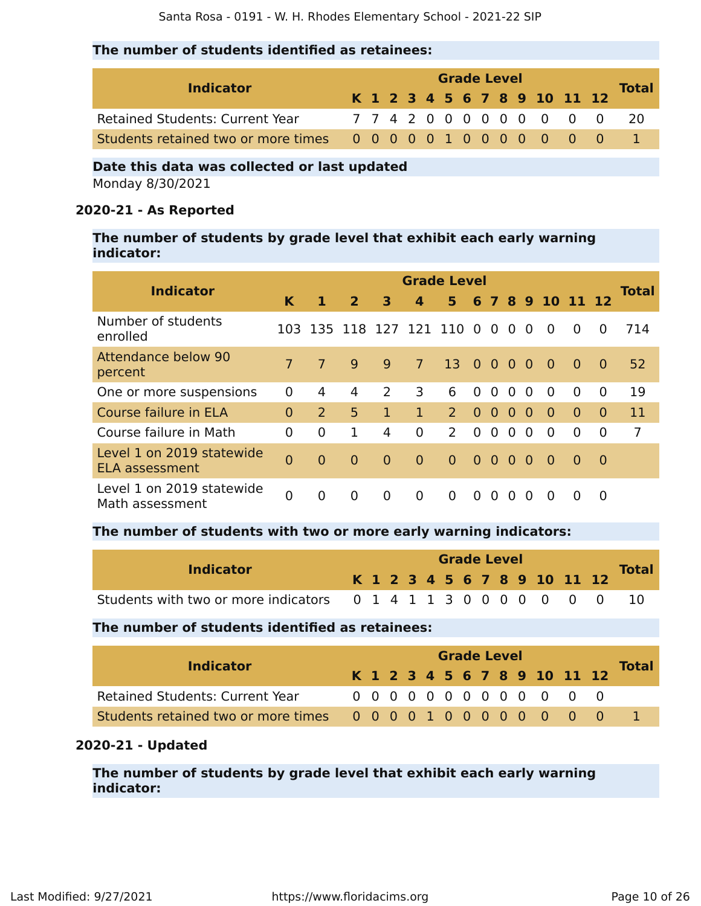**The number of students identified as retainees:**

| Indicator | Grade Level | | | | | | | | | | | | | Total |
|---|---|---|---|---|---|---|---|---|---|---|---|---|---|---|
| | K | 1 | 2 | 3 | 4 | 5 | 6 | 7 | 8 | 9 | 10 | 11 | 12 | |
| Retained Students: Current Year | 7 | 7 | 4 | 2 | 0 | 0 | 0 | 0 | 0 | 0 | 0 | 0 | 0 | 20 |
| Students retained two or more times | 0 | 0 | 0 | 0 | 0 | 1 | 0 | 0 | 0 | 0 | 0 | 0 | 0 | 1 |

**Date this data was collected or last updated**

Monday 8/30/2021

### 2020-21 - As Reported

**The number of students by grade level that exhibit each early warning indicator:**

| Indicator | Grade Level | | | | | | | | | | | | | Total |
|---|---|---|---|---|---|---|---|---|---|---|---|---|---|---|
| | K | 1 | 2 | 3 | 4 | 5 | 6 | 7 | 8 | 9 | 10 | 11 | 12 | |
| Number of students enrolled | 103 | 135 | 118 | 127 | 121 | 110 | 0 | 0 | 0 | 0 | 0 | 0 | 0 | 714 |
| Attendance below 90 percent | 7 | 7 | 9 | 9 | 7 | 13 | 0 | 0 | 0 | 0 | 0 | 0 | 0 | 52 |
| One or more suspensions | 0 | 4 | 4 | 2 | 3 | 6 | 0 | 0 | 0 | 0 | 0 | 0 | 0 | 19 |
| Course failure in ELA | 0 | 2 | 5 | 1 | 1 | 2 | 0 | 0 | 0 | 0 | 0 | 0 | 0 | 11 |
| Course failure in Math | 0 | 0 | 1 | 4 | 0 | 2 | 0 | 0 | 0 | 0 | 0 | 0 | 0 | 7 |
| Level 1 on 2019 statewide ELA assessment | 0 | 0 | 0 | 0 | 0 | 0 | 0 | 0 | 0 | 0 | 0 | 0 | 0 | |
| Level 1 on 2019 statewide Math assessment | 0 | 0 | 0 | 0 | 0 | 0 | 0 | 0 | 0 | 0 | 0 | 0 | 0 | |

**The number of students with two or more early warning indicators:**

| Indicator | Grade Level | | | | | | | | | | | | | Total |
|---|---|---|---|---|---|---|---|---|---|---|---|---|---|---|
| | K | 1 | 2 | 3 | 4 | 5 | 6 | 7 | 8 | 9 | 10 | 11 | 12 | |
| Students with two or more indicators | 0 | 1 | 4 | 1 | 1 | 3 | 0 | 0 | 0 | 0 | 0 | 0 | 0 | 10 |

**The number of students identified as retainees:**

| Indicator | Grade Level | | | | | | | | | | | | | Total |
|---|---|---|---|---|---|---|---|---|---|---|---|---|---|---|
| | K | 1 | 2 | 3 | 4 | 5 | 6 | 7 | 8 | 9 | 10 | 11 | 12 | |
| Retained Students: Current Year | 0 | 0 | 0 | 0 | 0 | 0 | 0 | 0 | 0 | 0 | 0 | 0 | 0 | |
| Students retained two or more times | 0 | 0 | 0 | 0 | 1 | 0 | 0 | 0 | 0 | 0 | 0 | 0 | 0 | 1 |

### 2020-21 - Updated

**The number of students by grade level that exhibit each early warning indicator:**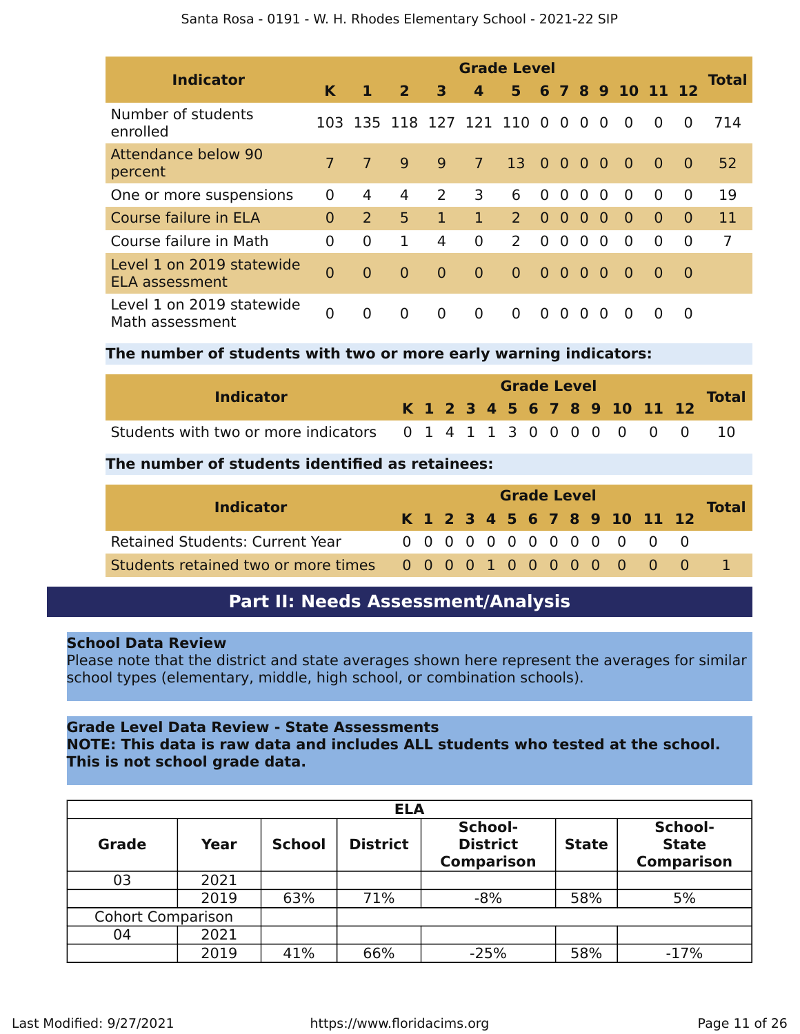| Indicator | Grade Level | | | | | | | | | | | | | Total |
|---|---|---|---|---|---|---|---|---|---|---|---|---|---|---|
| | K | 1 | 2 | 3 | 4 | 5 | 6 | 7 | 8 | 9 | 10 | 11 | 12 | |
| Number of students enrolled | 103 | 135 | 118 | 127 | 121 | 110 | 0 | 0 | 0 | 0 | 0 | 0 | 0 | 714 |
| Attendance below 90 percent | 7 | 7 | 9 | 9 | 7 | 13 | 0 | 0 | 0 | 0 | 0 | 0 | 0 | 52 |
| One or more suspensions | 0 | 4 | 4 | 2 | 3 | 6 | 0 | 0 | 0 | 0 | 0 | 0 | 0 | 19 |
| Course failure in ELA | 0 | 2 | 5 | 1 | 1 | 2 | 0 | 0 | 0 | 0 | 0 | 0 | 0 | 11 |
| Course failure in Math | 0 | 0 | 1 | 4 | 0 | 2 | 0 | 0 | 0 | 0 | 0 | 0 | 0 | 7 |
| Level 1 on 2019 statewide ELA assessment | 0 | 0 | 0 | 0 | 0 | 0 | 0 | 0 | 0 | 0 | 0 | 0 | 0 | |
| Level 1 on 2019 statewide Math assessment | 0 | 0 | 0 | 0 | 0 | 0 | 0 | 0 | 0 | 0 | 0 | 0 | 0 | |

**The number of students with two or more early warning indicators:**

| Indicator | Grade Level | | | | | | | | | | | | | Total |
|---|---|---|---|---|---|---|---|---|---|---|---|---|---|---|
| | K | 1 | 2 | 3 | 4 | 5 | 6 | 7 | 8 | 9 | 10 | 11 | 12 | |
| Students with two or more indicators | 0 | 1 | 4 | 1 | 1 | 3 | 0 | 0 | 0 | 0 | 0 | 0 | 0 | 10 |

**The number of students identified as retainees:**

| Indicator | Grade Level | | | | | | | | | | | | | Total |
|---|---|---|---|---|---|---|---|---|---|---|---|---|---|---|
| | K | 1 | 2 | 3 | 4 | 5 | 6 | 7 | 8 | 9 | 10 | 11 | 12 | |
| Retained Students: Current Year | 0 | 0 | 0 | 0 | 0 | 0 | 0 | 0 | 0 | 0 | 0 | 0 | 0 | |
| Students retained two or more times | 0 | 0 | 0 | 0 | 1 | 0 | 0 | 0 | 0 | 0 | 0 | 0 | 0 | 1 |

## Part II: Needs Assessment/Analysis

**School Data Review**
Please note that the district and state averages shown here represent the averages for similar school types (elementary, middle, high school, or combination schools).

**Grade Level Data Review - State Assessments**
**NOTE: This data is raw data and includes ALL students who tested at the school. This is not school grade data.**

| ELA | | | | | | |
|---|---|---|---|---|---|---|
| **Grade** | **Year** | **School** | **District** | **School-District Comparison** | **State** | **School-State Comparison** |
| 03 | 2021 | | | | | |
| | 2019 | 63% | 71% | -8% | 58% | 5% |
| Cohort Comparison | | | | | | |
| 04 | 2021 | | | | | |
| | 2019 | 41% | 66% | -25% | 58% | -17% |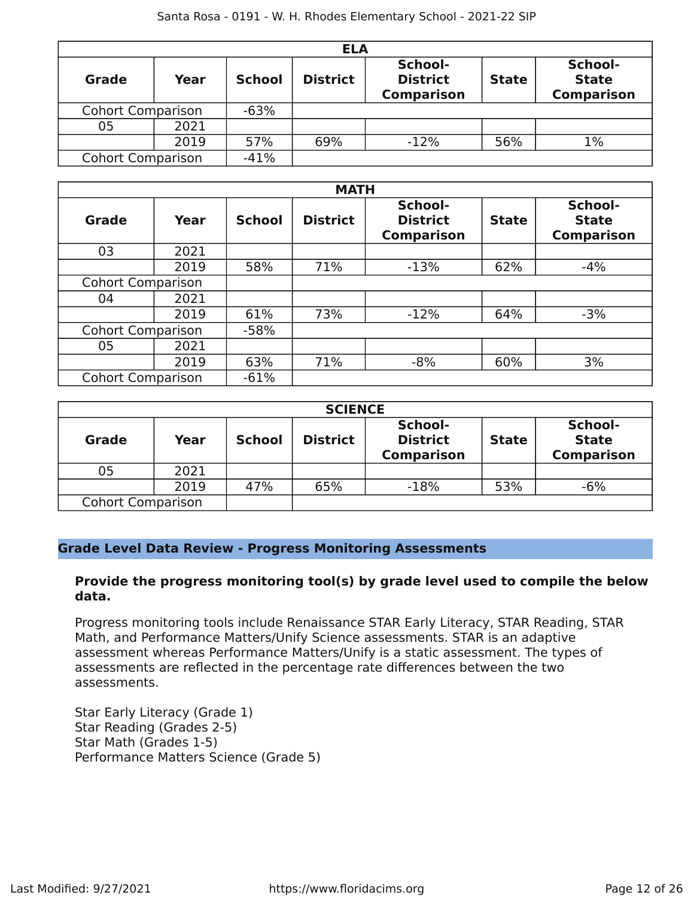| ELA | | | | | | |
|---|---|---|---|---|---|---|
| **Grade** | **Year** | **School** | **District** | **School-District Comparison** | **State** | **School-State Comparison** |
| Cohort Comparison | | -63% | | | | |
| 05 | 2021 | | | | | |
| | 2019 | 57% | 69% | -12% | 56% | 1% |
| Cohort Comparison | | -41% | | | | |

| MATH | | | | | | |
|---|---|---|---|---|---|---|
| **Grade** | **Year** | **School** | **District** | **School-District Comparison** | **State** | **School-State Comparison** |
| 03 | 2021 | | | | | |
| | 2019 | 58% | 71% | -13% | 62% | -4% |
| Cohort Comparison | | | | | | |
| 04 | 2021 | | | | | |
| | 2019 | 61% | 73% | -12% | 64% | -3% |
| Cohort Comparison | | -58% | | | | |
| 05 | 2021 | | | | | |
| | 2019 | 63% | 71% | -8% | 60% | 3% |
| Cohort Comparison | | -61% | | | | |

| SCIENCE | | | | | | |
|---|---|---|---|---|---|---|
| **Grade** | **Year** | **School** | **District** | **School-District Comparison** | **State** | **School-State Comparison** |
| 05 | 2021 | | | | | |
| | 2019 | 47% | 65% | -18% | 53% | -6% |
| Cohort Comparison | | | | | | |

## Grade Level Data Review - Progress Monitoring Assessments

**Provide the progress monitoring tool(s) by grade level used to compile the below data.**

Progress monitoring tools include Renaissance STAR Early Literacy, STAR Reading, STAR Math, and Performance Matters/Unify Science assessments. STAR is an adaptive assessment whereas Performance Matters/Unify is a static assessment. The types of assessments are reflected in the percentage rate differences between the two assessments.

Star Early Literacy (Grade 1)
Star Reading (Grades 2-5)
Star Math (Grades 1-5)
Performance Matters Science (Grade 5)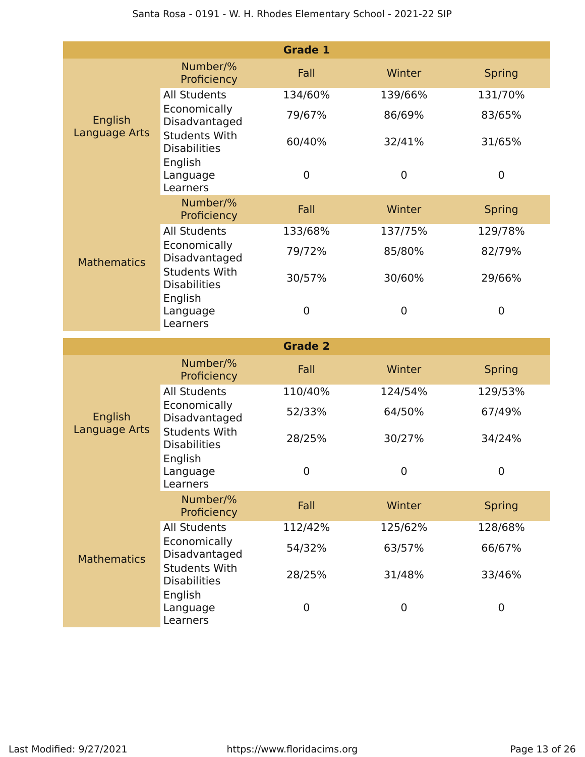| Grade 1 | | | | |
|---|---|---|---|---|
| | Number/% Proficiency | Fall | Winter | Spring |
| English Language Arts | All Students | 134/60% | 139/66% | 131/70% |
| | Economically Disadvantaged | 79/67% | 86/69% | 83/65% |
| | Students With Disabilities | 60/40% | 32/41% | 31/65% |
| | English Language Learners | 0 | 0 | 0 |
| | Number/% Proficiency | Fall | Winter | Spring |
| Mathematics | All Students | 133/68% | 137/75% | 129/78% |
| | Economically Disadvantaged | 79/72% | 85/80% | 82/79% |
| | Students With Disabilities | 30/57% | 30/60% | 29/66% |
| | English Language Learners | 0 | 0 | 0 |

| Grade 2 | | | | |
|---|---|---|---|---|
| | Number/% Proficiency | Fall | Winter | Spring |
| English Language Arts | All Students | 110/40% | 124/54% | 129/53% |
| | Economically Disadvantaged | 52/33% | 64/50% | 67/49% |
| | Students With Disabilities | 28/25% | 30/27% | 34/24% |
| | English Language Learners | 0 | 0 | 0 |
| | Number/% Proficiency | Fall | Winter | Spring |
| Mathematics | All Students | 112/42% | 125/62% | 128/68% |
| | Economically Disadvantaged | 54/32% | 63/57% | 66/67% |
| | Students With Disabilities | 28/25% | 31/48% | 33/46% |
| | English Language Learners | 0 | 0 | 0 |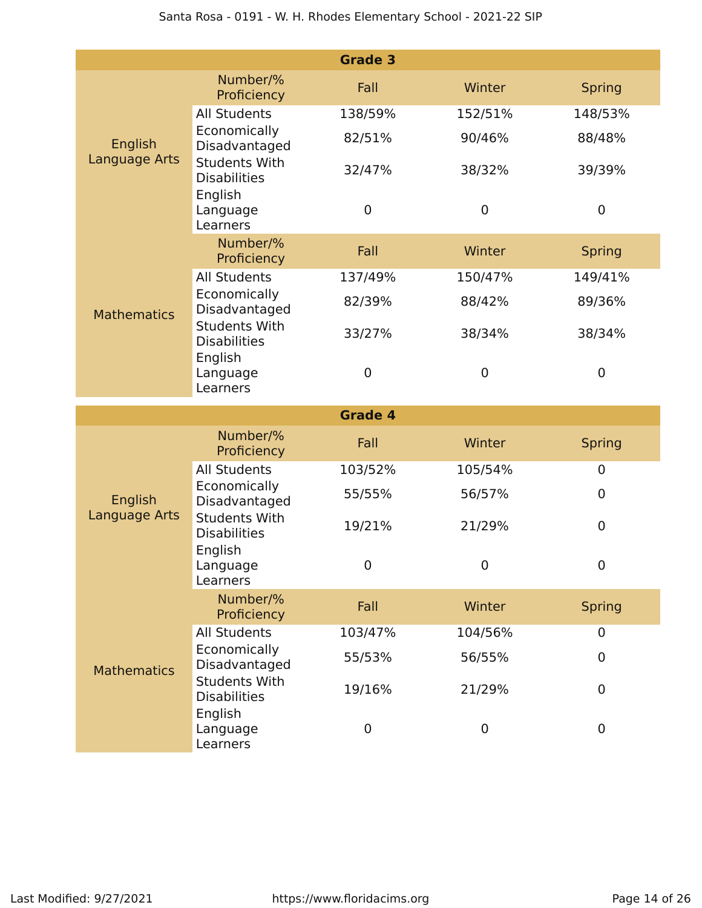### Grade 3

| | Number/% Proficiency | Fall | Winter | Spring |
|---|---|---|---|---|
| English Language Arts | All Students | 138/59% | 152/51% | 148/53% |
| | Economically Disadvantaged | 82/51% | 90/46% | 88/48% |
| | Students With Disabilities | 32/47% | 38/32% | 39/39% |
| | English Language Learners | 0 | 0 | 0 |
| | **Number/% Proficiency** | **Fall** | **Winter** | **Spring** |
| Mathematics | All Students | 137/49% | 150/47% | 149/41% |
| | Economically Disadvantaged | 82/39% | 88/42% | 89/36% |
| | Students With Disabilities | 33/27% | 38/34% | 38/34% |
| | English Language Learners | 0 | 0 | 0 |

### Grade 4

| | Number/% Proficiency | Fall | Winter | Spring |
|---|---|---|---|---|
| English Language Arts | All Students | 103/52% | 105/54% | 0 |
| | Economically Disadvantaged | 55/55% | 56/57% | 0 |
| | Students With Disabilities | 19/21% | 21/29% | 0 |
| | English Language Learners | 0 | 0 | 0 |
| | **Number/% Proficiency** | **Fall** | **Winter** | **Spring** |
| Mathematics | All Students | 103/47% | 104/56% | 0 |
| | Economically Disadvantaged | 55/53% | 56/55% | 0 |
| | Students With Disabilities | 19/16% | 21/29% | 0 |
| | English Language Learners | 0 | 0 | 0 |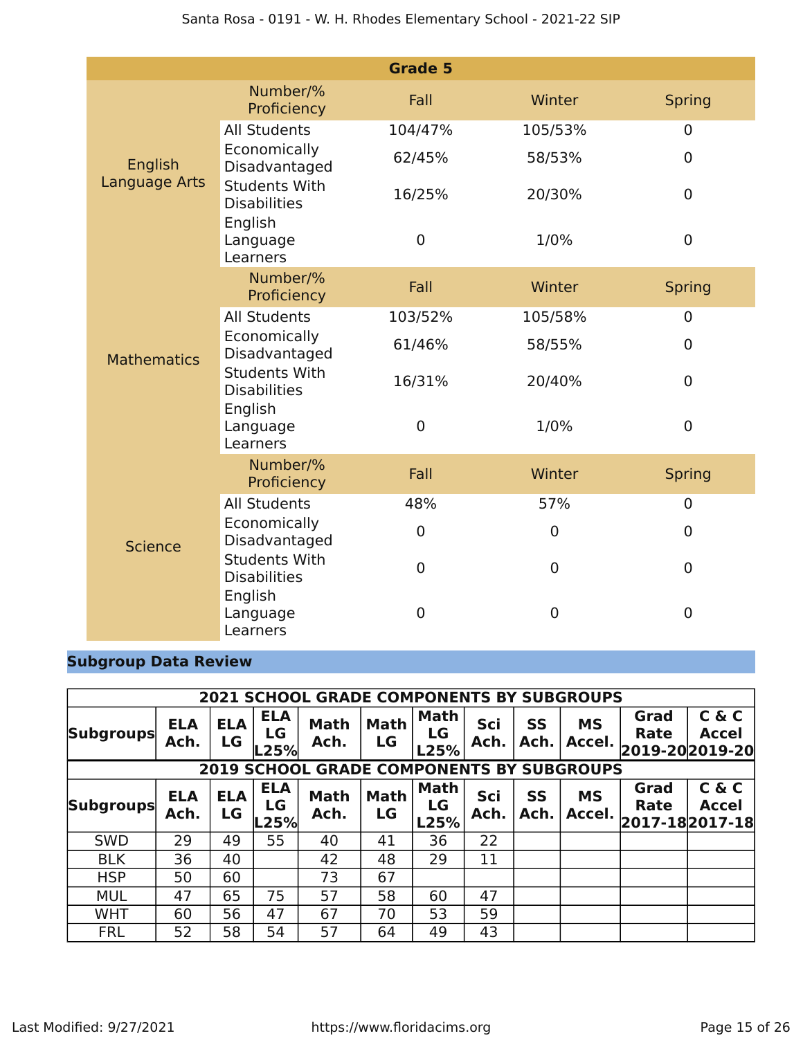| Grade 5 | | | | |
|---|---|---|---|---|
| | Number/% Proficiency | Fall | Winter | Spring |
| English Language Arts | All Students | 104/47% | 105/53% | 0 |
| | Economically Disadvantaged | 62/45% | 58/53% | 0 |
| | Students With Disabilities | 16/25% | 20/30% | 0 |
| | English Language Learners | 0 | 1/0% | 0 |
| | Number/% Proficiency | Fall | Winter | Spring |
| Mathematics | All Students | 103/52% | 105/58% | 0 |
| | Economically Disadvantaged | 61/46% | 58/55% | 0 |
| | Students With Disabilities | 16/31% | 20/40% | 0 |
| | English Language Learners | 0 | 1/0% | 0 |
| | Number/% Proficiency | Fall | Winter | Spring |
| Science | All Students | 48% | 57% | 0 |
| | Economically Disadvantaged | 0 | 0 | 0 |
| | Students With Disabilities | 0 | 0 | 0 |
| | English Language Learners | 0 | 0 | 0 |

## Subgroup Data Review

| 2021 SCHOOL GRADE COMPONENTS BY SUBGROUPS | | | | | | | | | | | |
|---|---|---|---|---|---|---|---|---|---|---|---|
| Subgroups | ELA Ach. | ELA LG | ELA LG L25% | Math Ach. | Math LG | Math LG L25% | Sci Ach. | SS Ach. | MS Accel. | Grad Rate 2019-20 | C & C Accel 2019-20 |
| **2019 SCHOOL GRADE COMPONENTS BY SUBGROUPS** | | | | | | | | | | | |
| Subgroups | ELA Ach. | ELA LG | ELA LG L25% | Math Ach. | Math LG | Math LG L25% | Sci Ach. | SS Ach. | MS Accel. | Grad Rate 2017-18 | C & C Accel 2017-18 |
| SWD | 29 | 49 | 55 | 40 | 41 | 36 | 22 | | | | |
| BLK | 36 | 40 | | 42 | 48 | 29 | 11 | | | | |
| HSP | 50 | 60 | | 73 | 67 | | | | | | |
| MUL | 47 | 65 | 75 | 57 | 58 | 60 | 47 | | | | |
| WHT | 60 | 56 | 47 | 67 | 70 | 53 | 59 | | | | |
| FRL | 52 | 58 | 54 | 57 | 64 | 49 | 43 | | | | |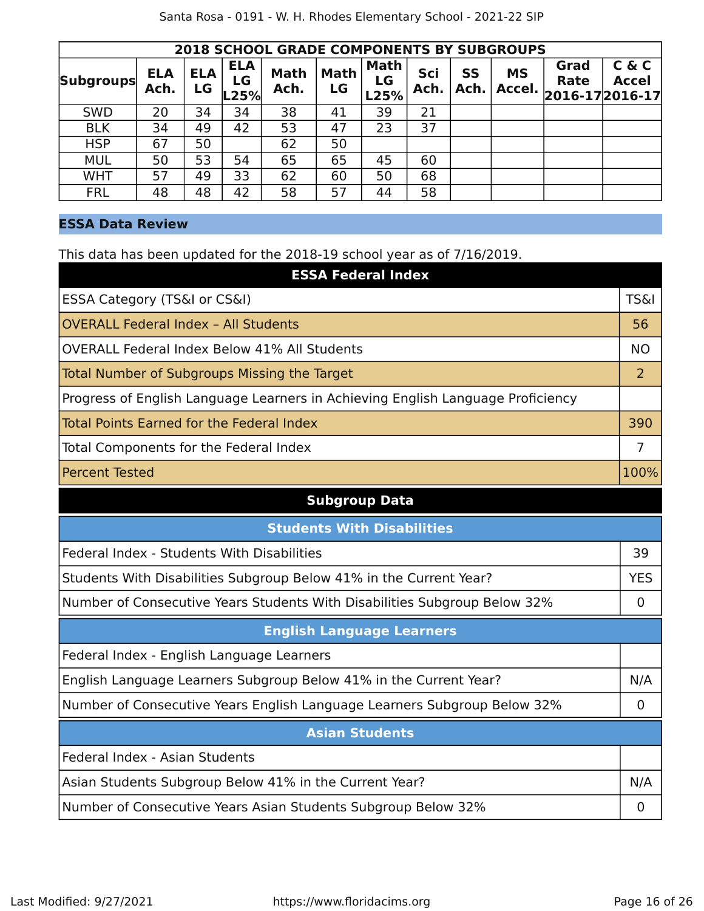| 2018 SCHOOL GRADE COMPONENTS BY SUBGROUPS | | | | | | | | | | | |
|---|---|---|---|---|---|---|---|---|---|---|---|
| Subgroups | ELA Ach. | ELA LG | ELA LG L25% | Math Ach. | Math LG | Math LG L25% | Sci Ach. | SS Ach. | MS Accel. | Grad Rate 2016-17 | C & C Accel 2016-17 |
| SWD | 20 | 34 | 34 | 38 | 41 | 39 | 21 | | | | |
| BLK | 34 | 49 | 42 | 53 | 47 | 23 | 37 | | | | |
| HSP | 67 | 50 | | 62 | 50 | | | | | | |
| MUL | 50 | 53 | 54 | 65 | 65 | 45 | 60 | | | | |
| WHT | 57 | 49 | 33 | 62 | 60 | 50 | 68 | | | | |
| FRL | 48 | 48 | 42 | 58 | 57 | 44 | 58 | | | | |

## ESSA Data Review

This data has been updated for the 2018-19 school year as of 7/16/2019.

| ESSA Federal Index | |
|---|---|
| ESSA Category (TS&I or CS&I) | TS&I |
| OVERALL Federal Index – All Students | 56 |
| OVERALL Federal Index Below 41% All Students | NO |
| Total Number of Subgroups Missing the Target | 2 |
| Progress of English Language Learners in Achieving English Language Proficiency | |
| Total Points Earned for the Federal Index | 390 |
| Total Components for the Federal Index | 7 |
| Percent Tested | 100% |

**Subgroup Data**

| Students With Disabilities | |
|---|---|
| Federal Index - Students With Disabilities | 39 |
| Students With Disabilities Subgroup Below 41% in the Current Year? | YES |
| Number of Consecutive Years Students With Disabilities Subgroup Below 32% | 0 |

| English Language Learners | |
|---|---|
| Federal Index - English Language Learners | |
| English Language Learners Subgroup Below 41% in the Current Year? | N/A |
| Number of Consecutive Years English Language Learners Subgroup Below 32% | 0 |

| Asian Students | |
|---|---|
| Federal Index - Asian Students | |
| Asian Students Subgroup Below 41% in the Current Year? | N/A |
| Number of Consecutive Years Asian Students Subgroup Below 32% | 0 |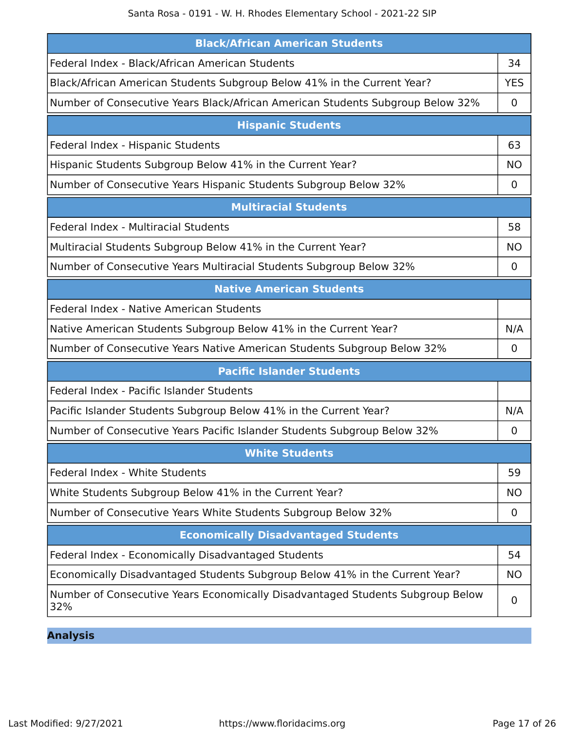| Black/African American Students | |
|---|---|
| Federal Index - Black/African American Students | 34 |
| Black/African American Students Subgroup Below 41% in the Current Year? | YES |
| Number of Consecutive Years Black/African American Students Subgroup Below 32% | 0 |

| Hispanic Students | |
|---|---|
| Federal Index - Hispanic Students | 63 |
| Hispanic Students Subgroup Below 41% in the Current Year? | NO |
| Number of Consecutive Years Hispanic Students Subgroup Below 32% | 0 |

| Multiracial Students | |
|---|---|
| Federal Index - Multiracial Students | 58 |
| Multiracial Students Subgroup Below 41% in the Current Year? | NO |
| Number of Consecutive Years Multiracial Students Subgroup Below 32% | 0 |

| Native American Students | |
|---|---|
| Federal Index - Native American Students | |
| Native American Students Subgroup Below 41% in the Current Year? | N/A |
| Number of Consecutive Years Native American Students Subgroup Below 32% | 0 |

| Pacific Islander Students | |
|---|---|
| Federal Index - Pacific Islander Students | |
| Pacific Islander Students Subgroup Below 41% in the Current Year? | N/A |
| Number of Consecutive Years Pacific Islander Students Subgroup Below 32% | 0 |

| White Students | |
|---|---|
| Federal Index - White Students | 59 |
| White Students Subgroup Below 41% in the Current Year? | NO |
| Number of Consecutive Years White Students Subgroup Below 32% | 0 |

| Economically Disadvantaged Students | |
|---|---|
| Federal Index - Economically Disadvantaged Students | 54 |
| Economically Disadvantaged Students Subgroup Below 41% in the Current Year? | NO |
| Number of Consecutive Years Economically Disadvantaged Students Subgroup Below 32% | 0 |

## Analysis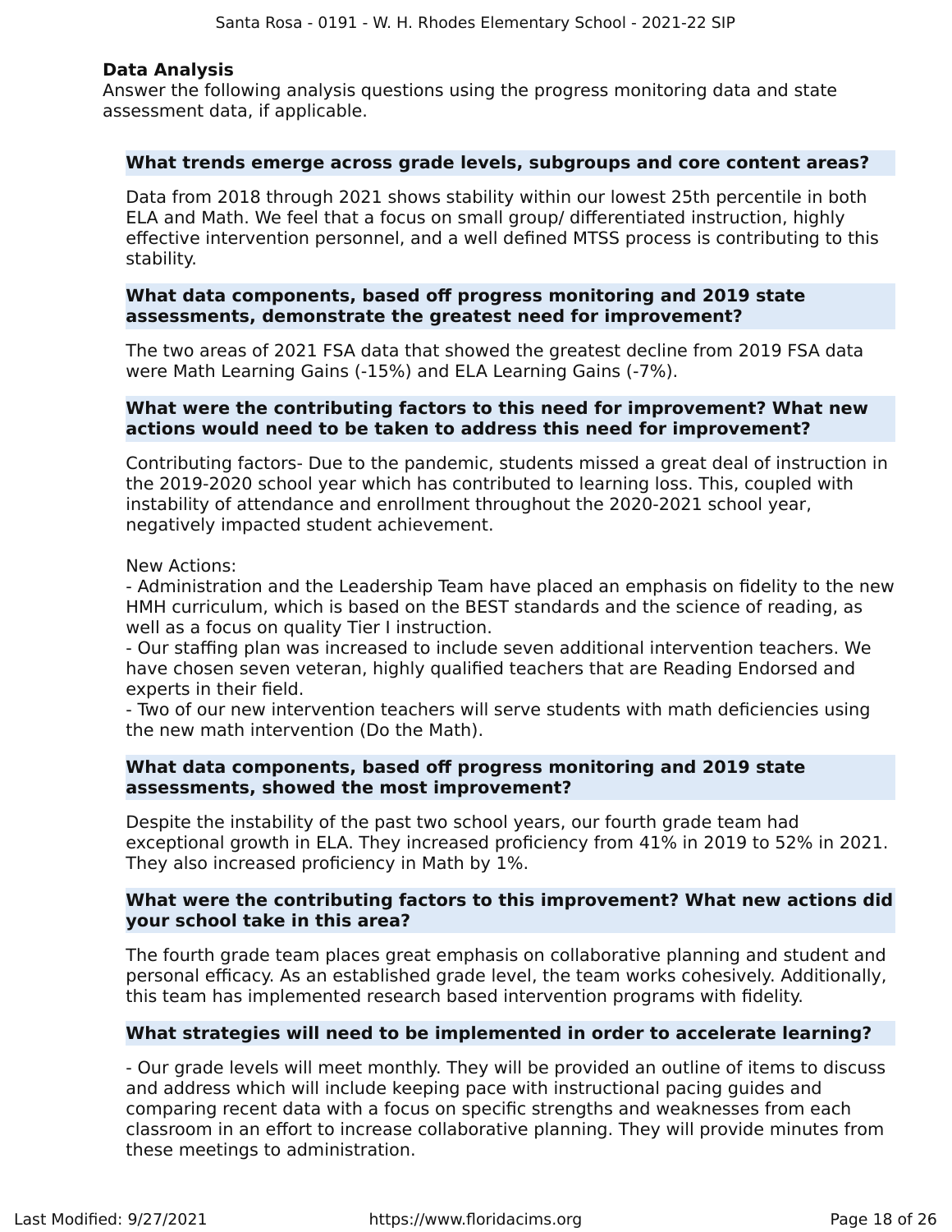## Data Analysis

Answer the following analysis questions using the progress monitoring data and state assessment data, if applicable.

### What trends emerge across grade levels, subgroups and core content areas?

Data from 2018 through 2021 shows stability within our lowest 25th percentile in both ELA and Math. We feel that a focus on small group/ differentiated instruction, highly effective intervention personnel, and a well defined MTSS process is contributing to this stability.

### What data components, based off progress monitoring and 2019 state assessments, demonstrate the greatest need for improvement?

The two areas of 2021 FSA data that showed the greatest decline from 2019 FSA data were Math Learning Gains (-15%) and ELA Learning Gains (-7%).

### What were the contributing factors to this need for improvement? What new actions would need to be taken to address this need for improvement?

Contributing factors- Due to the pandemic, students missed a great deal of instruction in the 2019-2020 school year which has contributed to learning loss. This, coupled with instability of attendance and enrollment throughout the 2020-2021 school year, negatively impacted student achievement.

New Actions:
- Administration and the Leadership Team have placed an emphasis on fidelity to the new HMH curriculum, which is based on the BEST standards and the science of reading, as well as a focus on quality Tier I instruction.
- Our staffing plan was increased to include seven additional intervention teachers. We have chosen seven veteran, highly qualified teachers that are Reading Endorsed and experts in their field.
- Two of our new intervention teachers will serve students with math deficiencies using the new math intervention (Do the Math).

### What data components, based off progress monitoring and 2019 state assessments, showed the most improvement?

Despite the instability of the past two school years, our fourth grade team had exceptional growth in ELA. They increased proficiency from 41% in 2019 to 52% in 2021. They also increased proficiency in Math by 1%.

### What were the contributing factors to this improvement? What new actions did your school take in this area?

The fourth grade team places great emphasis on collaborative planning and student and personal efficacy. As an established grade level, the team works cohesively. Additionally, this team has implemented research based intervention programs with fidelity.

### What strategies will need to be implemented in order to accelerate learning?

- Our grade levels will meet monthly. They will be provided an outline of items to discuss and address which will include keeping pace with instructional pacing guides and comparing recent data with a focus on specific strengths and weaknesses from each classroom in an effort to increase collaborative planning. They will provide minutes from these meetings to administration.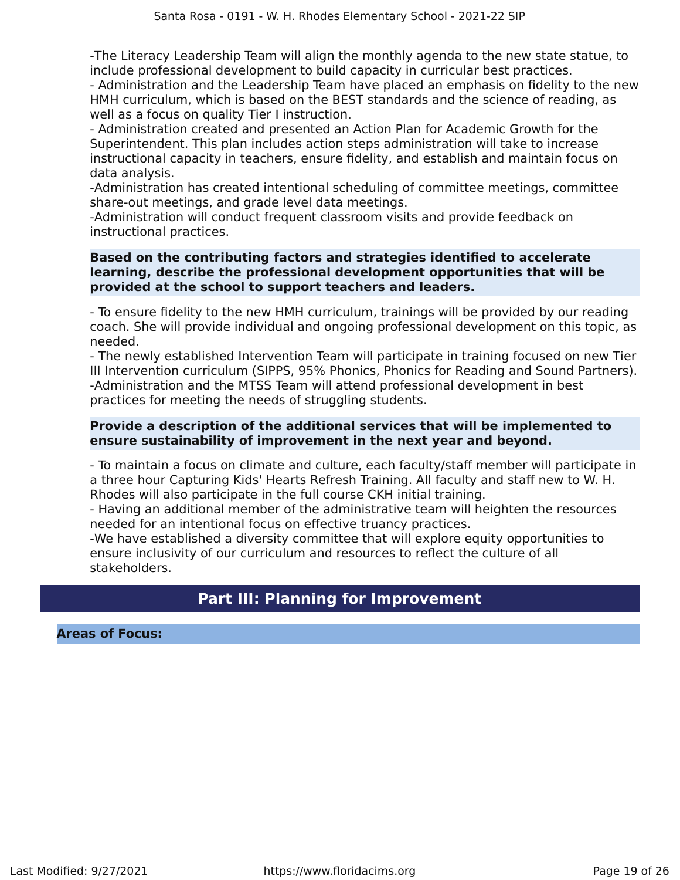-The Literacy Leadership Team will align the monthly agenda to the new state statue, to include professional development to build capacity in curricular best practices.
- Administration and the Leadership Team have placed an emphasis on fidelity to the new HMH curriculum, which is based on the BEST standards and the science of reading, as well as a focus on quality Tier I instruction.
- Administration created and presented an Action Plan for Academic Growth for the Superintendent. This plan includes action steps administration will take to increase instructional capacity in teachers, ensure fidelity, and establish and maintain focus on data analysis.
-Administration has created intentional scheduling of committee meetings, committee share-out meetings, and grade level data meetings.
-Administration will conduct frequent classroom visits and provide feedback on instructional practices.

**Based on the contributing factors and strategies identified to accelerate learning, describe the professional development opportunities that will be provided at the school to support teachers and leaders.**

- To ensure fidelity to the new HMH curriculum, trainings will be provided by our reading coach. She will provide individual and ongoing professional development on this topic, as needed.
- The newly established Intervention Team will participate in training focused on new Tier III Intervention curriculum (SIPPS, 95% Phonics, Phonics for Reading and Sound Partners).
-Administration and the MTSS Team will attend professional development in best practices for meeting the needs of struggling students.

**Provide a description of the additional services that will be implemented to ensure sustainability of improvement in the next year and beyond.**

- To maintain a focus on climate and culture, each faculty/staff member will participate in a three hour Capturing Kids' Hearts Refresh Training. All faculty and staff new to W. H. Rhodes will also participate in the full course CKH initial training.
- Having an additional member of the administrative team will heighten the resources needed for an intentional focus on effective truancy practices.
-We have established a diversity committee that will explore equity opportunities to ensure inclusivity of our curriculum and resources to reflect the culture of all stakeholders.

## Part III: Planning for Improvement

**Areas of Focus:**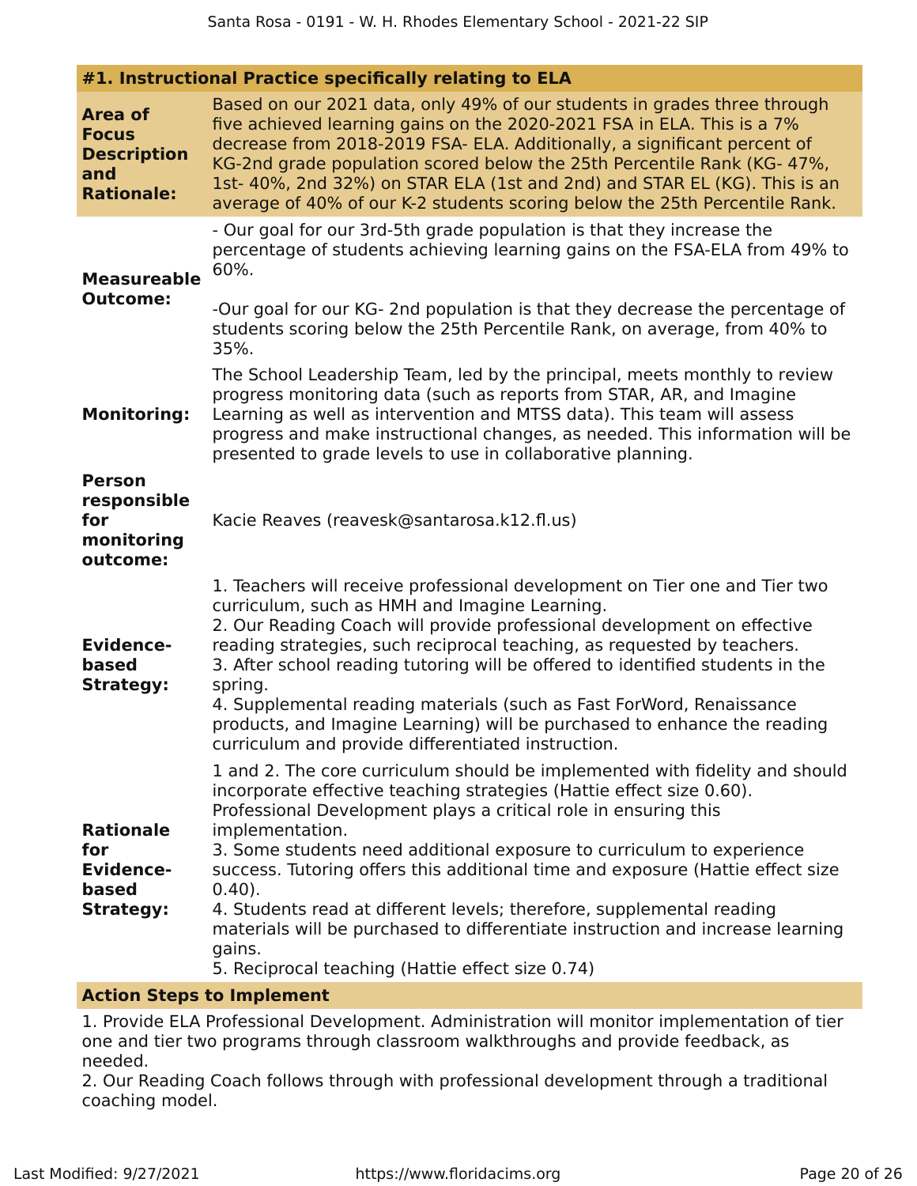### #1. Instructional Practice specifically relating to ELA

| | |
|---|---|
| **Area of Focus Description and Rationale:** | Based on our 2021 data, only 49% of our students in grades three through five achieved learning gains on the 2020-2021 FSA in ELA. This is a 7% decrease from 2018-2019 FSA- ELA. Additionally, a significant percent of KG-2nd grade population scored below the 25th Percentile Rank (KG- 47%, 1st- 40%, 2nd 32%) on STAR ELA (1st and 2nd) and STAR EL (KG). This is an average of 40% of our K-2 students scoring below the 25th Percentile Rank. |
| **Measureable Outcome:** | - Our goal for our 3rd-5th grade population is that they increase the percentage of students achieving learning gains on the FSA-ELA from 49% to 60%.<br><br>-Our goal for our KG- 2nd population is that they decrease the percentage of students scoring below the 25th Percentile Rank, on average, from 40% to 35%. |
| **Monitoring:** | The School Leadership Team, led by the principal, meets monthly to review progress monitoring data (such as reports from STAR, AR, and Imagine Learning as well as intervention and MTSS data). This team will assess progress and make instructional changes, as needed. This information will be presented to grade levels to use in collaborative planning. |
| **Person responsible for monitoring outcome:** | Kacie Reaves (reavesk@santarosa.k12.fl.us) |
| **Evidence-based Strategy:** | 1. Teachers will receive professional development on Tier one and Tier two curriculum, such as HMH and Imagine Learning.<br>2. Our Reading Coach will provide professional development on effective reading strategies, such reciprocal teaching, as requested by teachers.<br>3. After school reading tutoring will be offered to identified students in the spring.<br>4. Supplemental reading materials (such as Fast ForWord, Renaissance products, and Imagine Learning) will be purchased to enhance the reading curriculum and provide differentiated instruction. |
| **Rationale for Evidence-based Strategy:** | 1 and 2. The core curriculum should be implemented with fidelity and should incorporate effective teaching strategies (Hattie effect size 0.60). Professional Development plays a critical role in ensuring this implementation.<br>3. Some students need additional exposure to curriculum to experience success. Tutoring offers this additional time and exposure (Hattie effect size 0.40).<br>4. Students read at different levels; therefore, supplemental reading materials will be purchased to differentiate instruction and increase learning gains.<br>5. Reciprocal teaching (Hattie effect size 0.74) |

**Action Steps to Implement**

1. Provide ELA Professional Development. Administration will monitor implementation of tier one and tier two programs through classroom walkthroughs and provide feedback, as needed.
2. Our Reading Coach follows through with professional development through a traditional coaching model.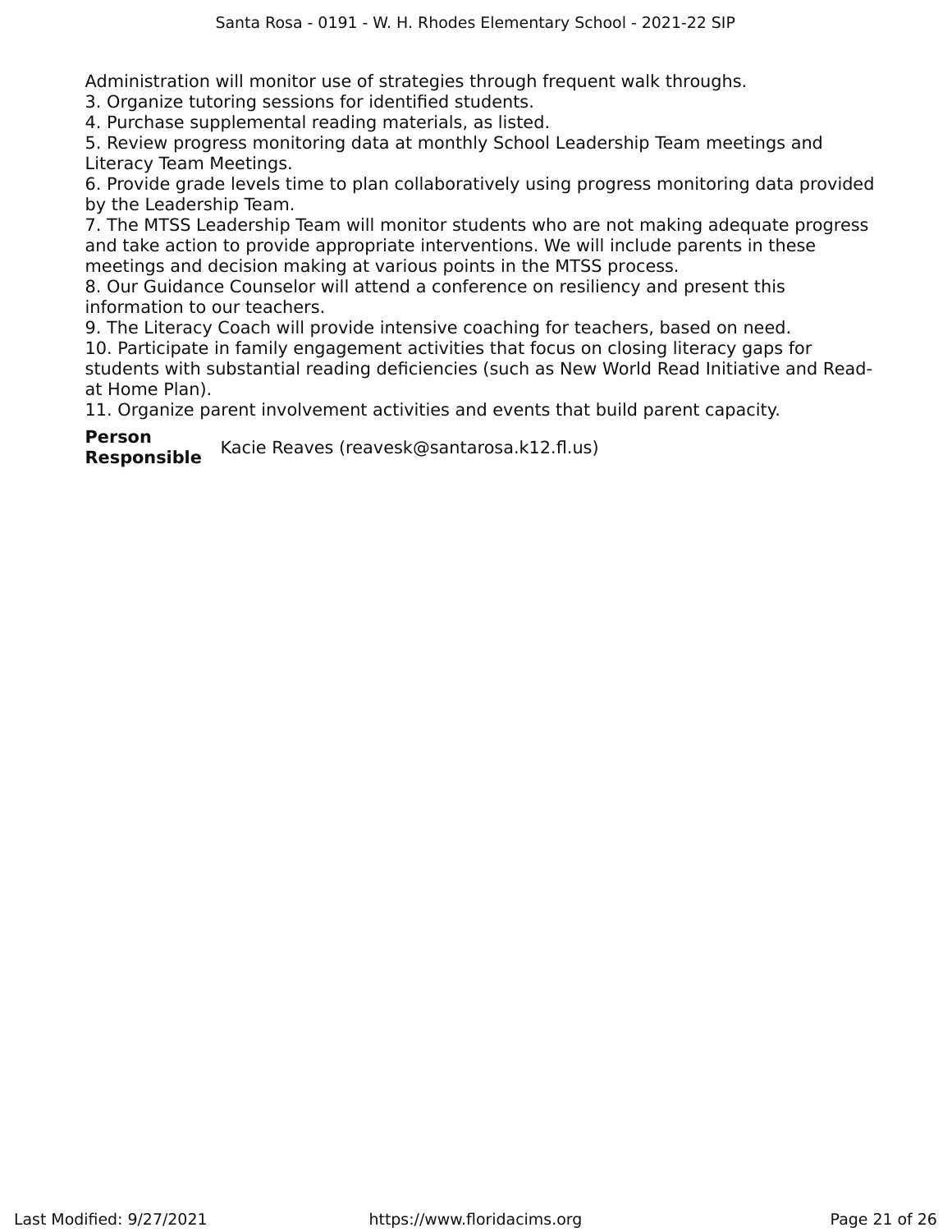Administration will monitor use of strategies through frequent walk throughs.
3. Organize tutoring sessions for identified students.
4. Purchase supplemental reading materials, as listed.
5. Review progress monitoring data at monthly School Leadership Team meetings and Literacy Team Meetings.
6. Provide grade levels time to plan collaboratively using progress monitoring data provided by the Leadership Team.
7. The MTSS Leadership Team will monitor students who are not making adequate progress and take action to provide appropriate interventions. We will include parents in these meetings and decision making at various points in the MTSS process.
8. Our Guidance Counselor will attend a conference on resiliency and present this information to our teachers.
9. The Literacy Coach will provide intensive coaching for teachers, based on need.
10. Participate in family engagement activities that focus on closing literacy gaps for students with substantial reading deficiencies (such as New World Read Initiative and Read-at Home Plan).
11. Organize parent involvement activities and events that build parent capacity.

**Person Responsible** Kacie Reaves (reavesk@santarosa.k12.fl.us)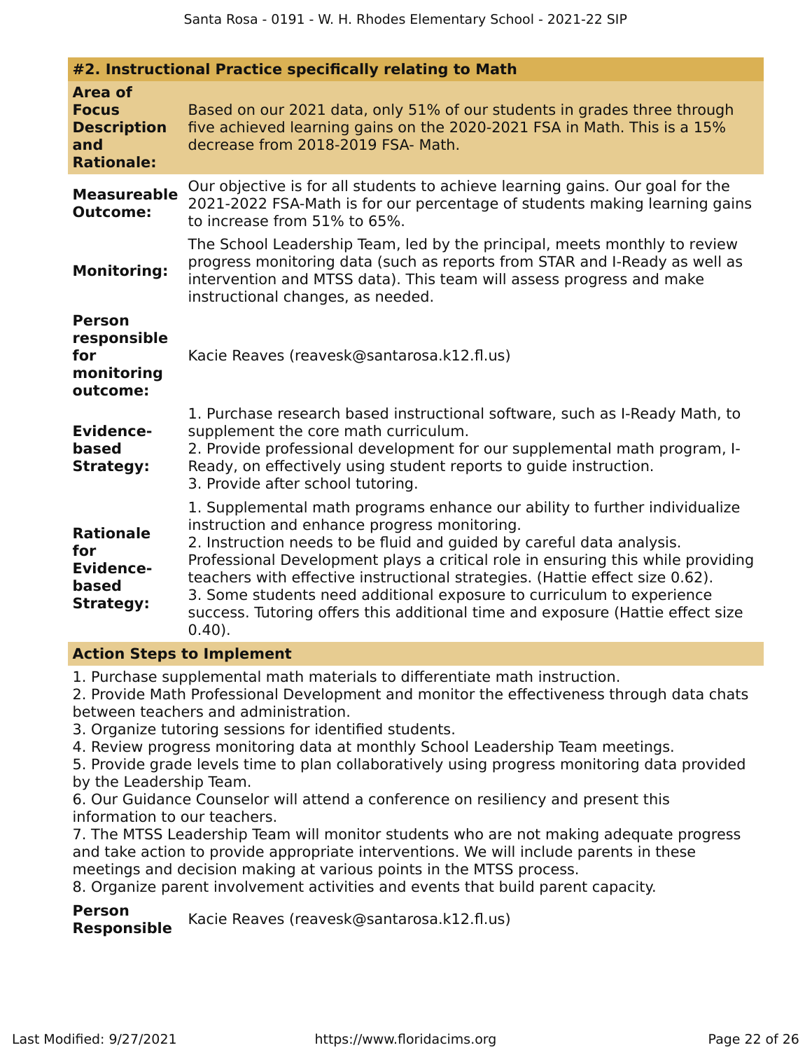### #2. Instructional Practice specifically relating to Math

**Area of Focus Description and Rationale:** Based on our 2021 data, only 51% of our students in grades three through five achieved learning gains on the 2020-2021 FSA in Math. This is a 15% decrease from 2018-2019 FSA- Math.

**Measureable Outcome:** Our objective is for all students to achieve learning gains. Our goal for the 2021-2022 FSA-Math is for our percentage of students making learning gains to increase from 51% to 65%.

**Monitoring:** The School Leadership Team, led by the principal, meets monthly to review progress monitoring data (such as reports from STAR and I-Ready as well as intervention and MTSS data). This team will assess progress and make instructional changes, as needed.

**Person responsible for monitoring outcome:** Kacie Reaves (reavesk@santarosa.k12.fl.us)

**Evidence-based Strategy:**
1. Purchase research based instructional software, such as I-Ready Math, to supplement the core math curriculum.
2. Provide professional development for our supplemental math program, I-Ready, on effectively using student reports to guide instruction.
3. Provide after school tutoring.

**Rationale for Evidence-based Strategy:**
1. Supplemental math programs enhance our ability to further individualize instruction and enhance progress monitoring.
2. Instruction needs to be fluid and guided by careful data analysis. Professional Development plays a critical role in ensuring this while providing teachers with effective instructional strategies. (Hattie effect size 0.62).
3. Some students need additional exposure to curriculum to experience success. Tutoring offers this additional time and exposure (Hattie effect size 0.40).

**Action Steps to Implement**

1. Purchase supplemental math materials to differentiate math instruction.
2. Provide Math Professional Development and monitor the effectiveness through data chats between teachers and administration.
3. Organize tutoring sessions for identified students.
4. Review progress monitoring data at monthly School Leadership Team meetings.
5. Provide grade levels time to plan collaboratively using progress monitoring data provided by the Leadership Team.
6. Our Guidance Counselor will attend a conference on resiliency and present this information to our teachers.
7. The MTSS Leadership Team will monitor students who are not making adequate progress and take action to provide appropriate interventions. We will include parents in these meetings and decision making at various points in the MTSS process.
8. Organize parent involvement activities and events that build parent capacity.

**Person Responsible:** Kacie Reaves (reavesk@santarosa.k12.fl.us)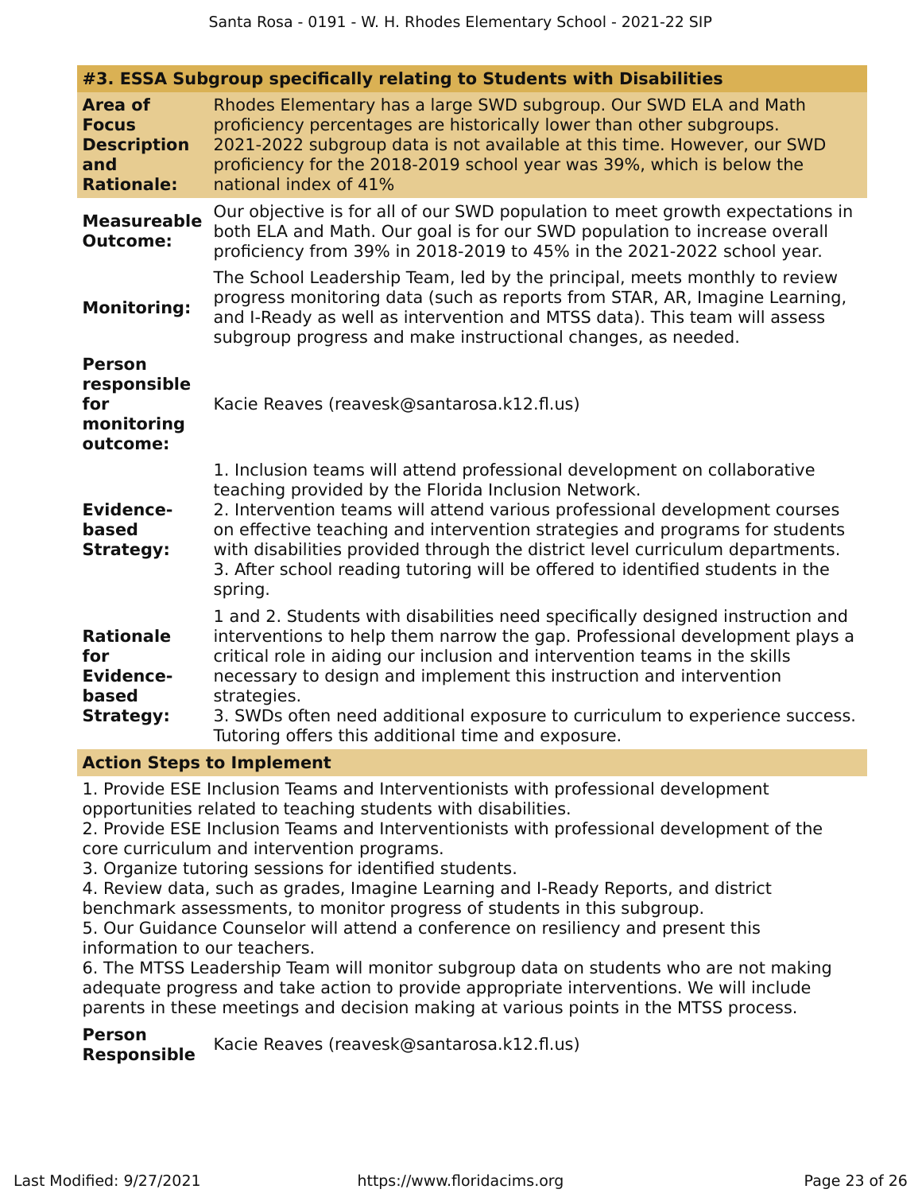### #3. ESSA Subgroup specifically relating to Students with Disabilities

| | |
|---|---|
| **Area of Focus Description and Rationale:** | Rhodes Elementary has a large SWD subgroup. Our SWD ELA and Math proficiency percentages are historically lower than other subgroups. 2021-2022 subgroup data is not available at this time. However, our SWD proficiency for the 2018-2019 school year was 39%, which is below the national index of 41% |
| **Measureable Outcome:** | Our objective is for all of our SWD population to meet growth expectations in both ELA and Math. Our goal is for our SWD population to increase overall proficiency from 39% in 2018-2019 to 45% in the 2021-2022 school year. |
| **Monitoring:** | The School Leadership Team, led by the principal, meets monthly to review progress monitoring data (such as reports from STAR, AR, Imagine Learning, and I-Ready as well as intervention and MTSS data). This team will assess subgroup progress and make instructional changes, as needed. |
| **Person responsible for monitoring outcome:** | Kacie Reaves (reavesk@santarosa.k12.fl.us) |
| **Evidence-based Strategy:** | 1. Inclusion teams will attend professional development on collaborative teaching provided by the Florida Inclusion Network.<br>2. Intervention teams will attend various professional development courses on effective teaching and intervention strategies and programs for students with disabilities provided through the district level curriculum departments.<br>3. After school reading tutoring will be offered to identified students in the spring. |
| **Rationale for Evidence-based Strategy:** | 1 and 2. Students with disabilities need specifically designed instruction and interventions to help them narrow the gap. Professional development plays a critical role in aiding our inclusion and intervention teams in the skills necessary to design and implement this instruction and intervention strategies.<br>3. SWDs often need additional exposure to curriculum to experience success. Tutoring offers this additional time and exposure. |

**Action Steps to Implement**

1. Provide ESE Inclusion Teams and Interventionists with professional development opportunities related to teaching students with disabilities.
2. Provide ESE Inclusion Teams and Interventionists with professional development of the core curriculum and intervention programs.
3. Organize tutoring sessions for identified students.
4. Review data, such as grades, Imagine Learning and I-Ready Reports, and district benchmark assessments, to monitor progress of students in this subgroup.
5. Our Guidance Counselor will attend a conference on resiliency and present this information to our teachers.
6. The MTSS Leadership Team will monitor subgroup data on students who are not making adequate progress and take action to provide appropriate interventions. We will include parents in these meetings and decision making at various points in the MTSS process.

**Person Responsible** Kacie Reaves (reavesk@santarosa.k12.fl.us)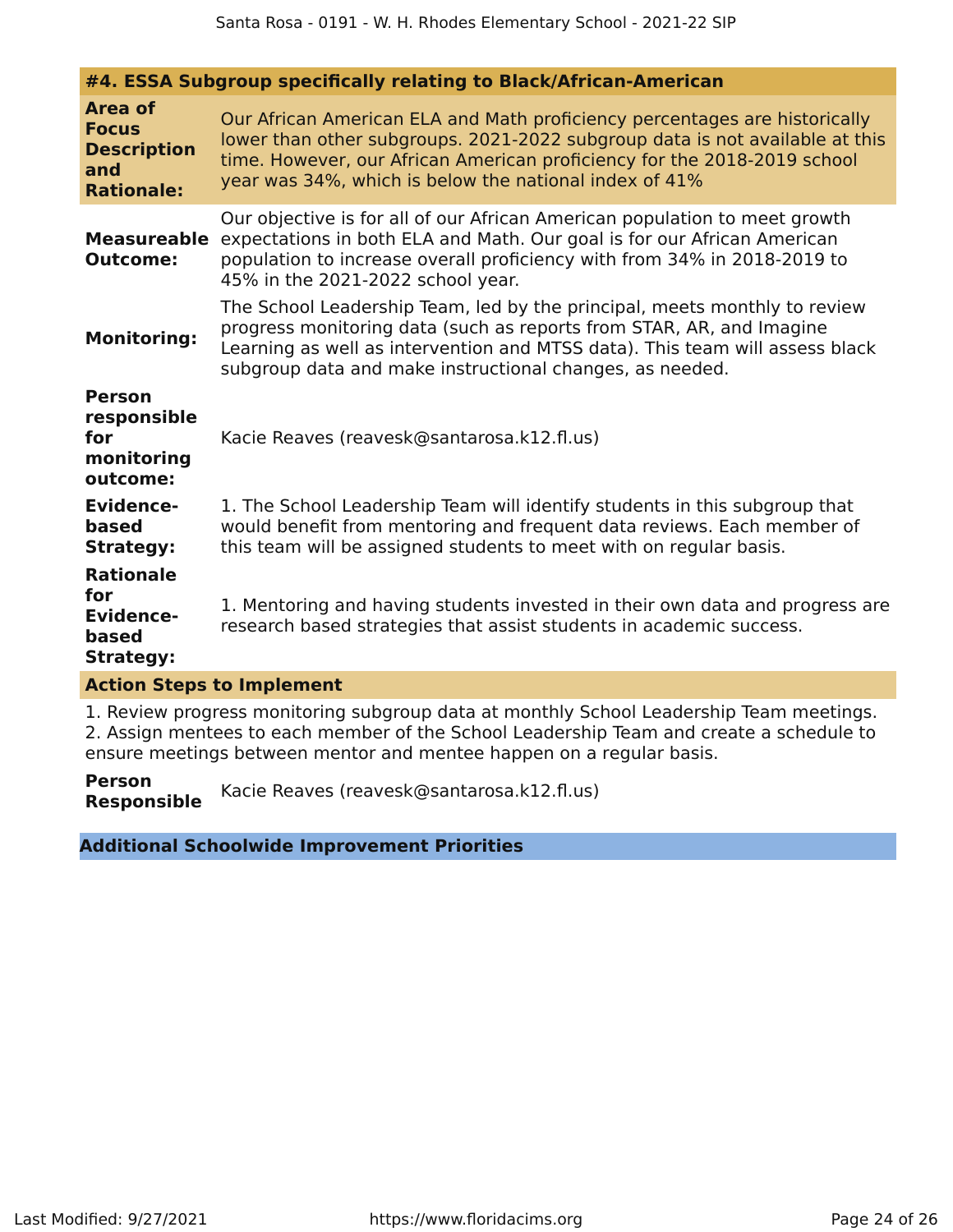### #4. ESSA Subgroup specifically relating to Black/African-American

**Area of Focus Description and Rationale:**

Our African American ELA and Math proficiency percentages are historically lower than other subgroups. 2021-2022 subgroup data is not available at this time. However, our African American proficiency for the 2018-2019 school year was 34%, which is below the national index of 41%

**Measureable Outcome:**

Our objective is for all of our African American population to meet growth expectations in both ELA and Math. Our goal is for our African American population to increase overall proficiency with from 34% in 2018-2019 to 45% in the 2021-2022 school year.

**Monitoring:**

The School Leadership Team, led by the principal, meets monthly to review progress monitoring data (such as reports from STAR, AR, and Imagine Learning as well as intervention and MTSS data). This team will assess black subgroup data and make instructional changes, as needed.

**Person responsible for monitoring outcome:**

Kacie Reaves (reavesk@santarosa.k12.fl.us)

**Evidence-based Strategy:**

1. The School Leadership Team will identify students in this subgroup that would benefit from mentoring and frequent data reviews. Each member of this team will be assigned students to meet with on regular basis.

**Rationale for Evidence-based Strategy:**

1. Mentoring and having students invested in their own data and progress are research based strategies that assist students in academic success.

**Action Steps to Implement**

1. Review progress monitoring subgroup data at monthly School Leadership Team meetings.
2. Assign mentees to each member of the School Leadership Team and create a schedule to ensure meetings between mentor and mentee happen on a regular basis.

**Person Responsible**

Kacie Reaves (reavesk@santarosa.k12.fl.us)

## Additional Schoolwide Improvement Priorities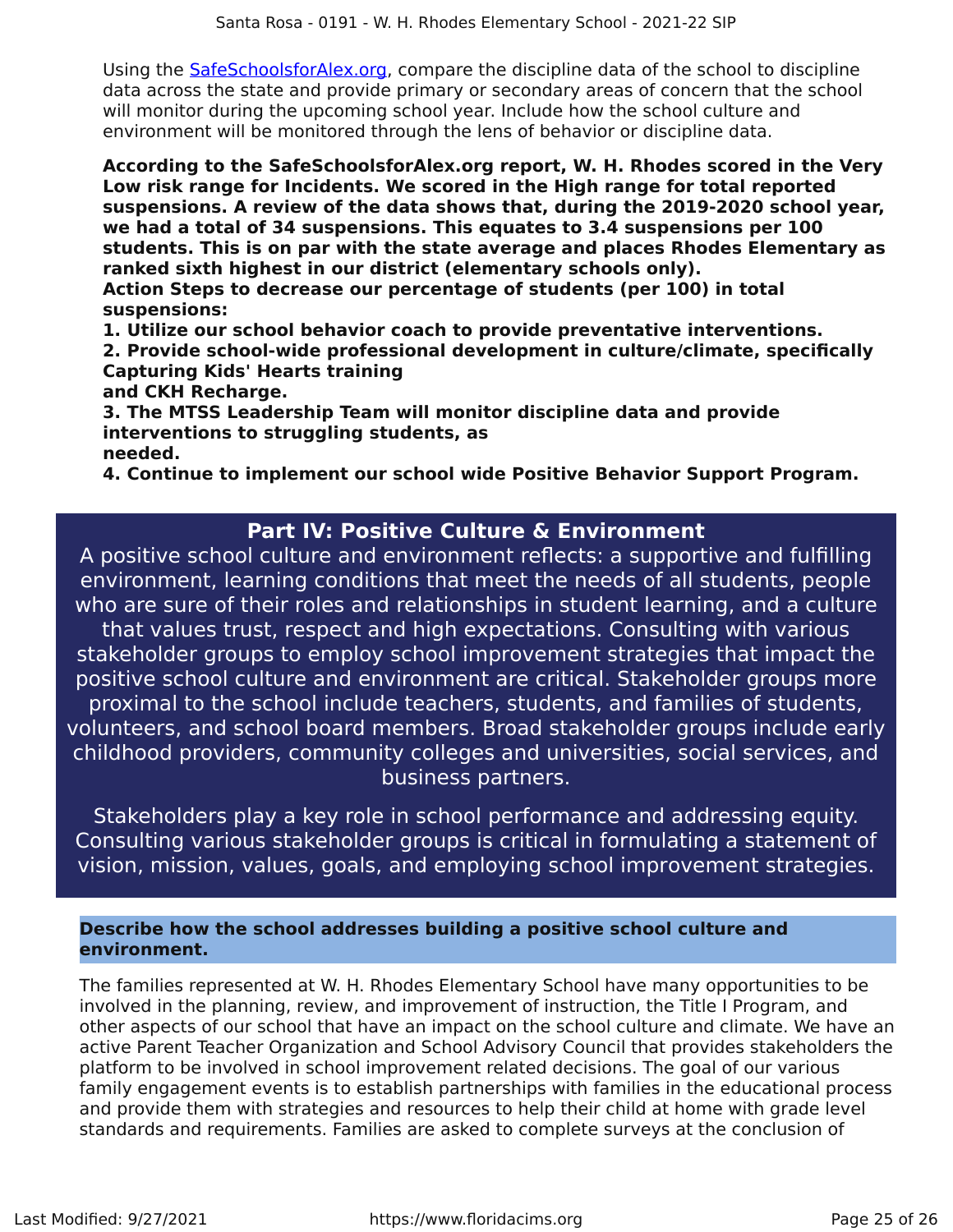Using the SafeSchoolsforAlex.org, compare the discipline data of the school to discipline data across the state and provide primary or secondary areas of concern that the school will monitor during the upcoming school year. Include how the school culture and environment will be monitored through the lens of behavior or discipline data.

**According to the SafeSchoolsforAlex.org report, W. H. Rhodes scored in the Very Low risk range for Incidents. We scored in the High range for total reported suspensions. A review of the data shows that, during the 2019-2020 school year, we had a total of 34 suspensions. This equates to 3.4 suspensions per 100 students. This is on par with the state average and places Rhodes Elementary as ranked sixth highest in our district (elementary schools only).**
**Action Steps to decrease our percentage of students (per 100) in total suspensions:**
**1. Utilize our school behavior coach to provide preventative interventions.**
**2. Provide school-wide professional development in culture/climate, specifically Capturing Kids' Hearts training**
**and CKH Recharge.**
**3. The MTSS Leadership Team will monitor discipline data and provide interventions to struggling students, as**
**needed.**
**4. Continue to implement our school wide Positive Behavior Support Program.**

## Part IV: Positive Culture & Environment

A positive school culture and environment reflects: a supportive and fulfilling environment, learning conditions that meet the needs of all students, people who are sure of their roles and relationships in student learning, and a culture that values trust, respect and high expectations. Consulting with various stakeholder groups to employ school improvement strategies that impact the positive school culture and environment are critical. Stakeholder groups more proximal to the school include teachers, students, and families of students, volunteers, and school board members. Broad stakeholder groups include early childhood providers, community colleges and universities, social services, and business partners.

Stakeholders play a key role in school performance and addressing equity. Consulting various stakeholder groups is critical in formulating a statement of vision, mission, values, goals, and employing school improvement strategies.

### Describe how the school addresses building a positive school culture and environment.

The families represented at W. H. Rhodes Elementary School have many opportunities to be involved in the planning, review, and improvement of instruction, the Title I Program, and other aspects of our school that have an impact on the school culture and climate. We have an active Parent Teacher Organization and School Advisory Council that provides stakeholders the platform to be involved in school improvement related decisions. The goal of our various family engagement events is to establish partnerships with families in the educational process and provide them with strategies and resources to help their child at home with grade level standards and requirements. Families are asked to complete surveys at the conclusion of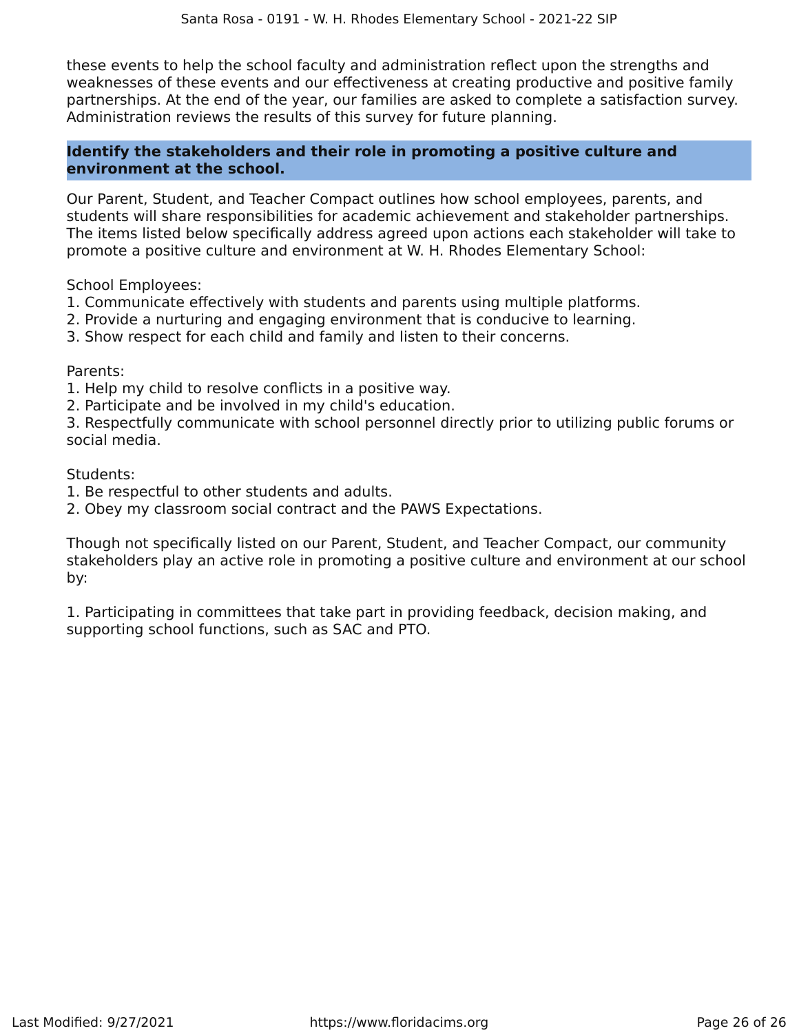these events to help the school faculty and administration reflect upon the strengths and weaknesses of these events and our effectiveness at creating productive and positive family partnerships. At the end of the year, our families are asked to complete a satisfaction survey. Administration reviews the results of this survey for future planning.

## Identify the stakeholders and their role in promoting a positive culture and environment at the school.

Our Parent, Student, and Teacher Compact outlines how school employees, parents, and students will share responsibilities for academic achievement and stakeholder partnerships. The items listed below specifically address agreed upon actions each stakeholder will take to promote a positive culture and environment at W. H. Rhodes Elementary School:

School Employees:
1. Communicate effectively with students and parents using multiple platforms.
2. Provide a nurturing and engaging environment that is conducive to learning.
3. Show respect for each child and family and listen to their concerns.

Parents:
1. Help my child to resolve conflicts in a positive way.
2. Participate and be involved in my child's education.
3. Respectfully communicate with school personnel directly prior to utilizing public forums or social media.

Students:
1. Be respectful to other students and adults.
2. Obey my classroom social contract and the PAWS Expectations.

Though not specifically listed on our Parent, Student, and Teacher Compact, our community stakeholders play an active role in promoting a positive culture and environment at our school by:

1. Participating in committees that take part in providing feedback, decision making, and supporting school functions, such as SAC and PTO.